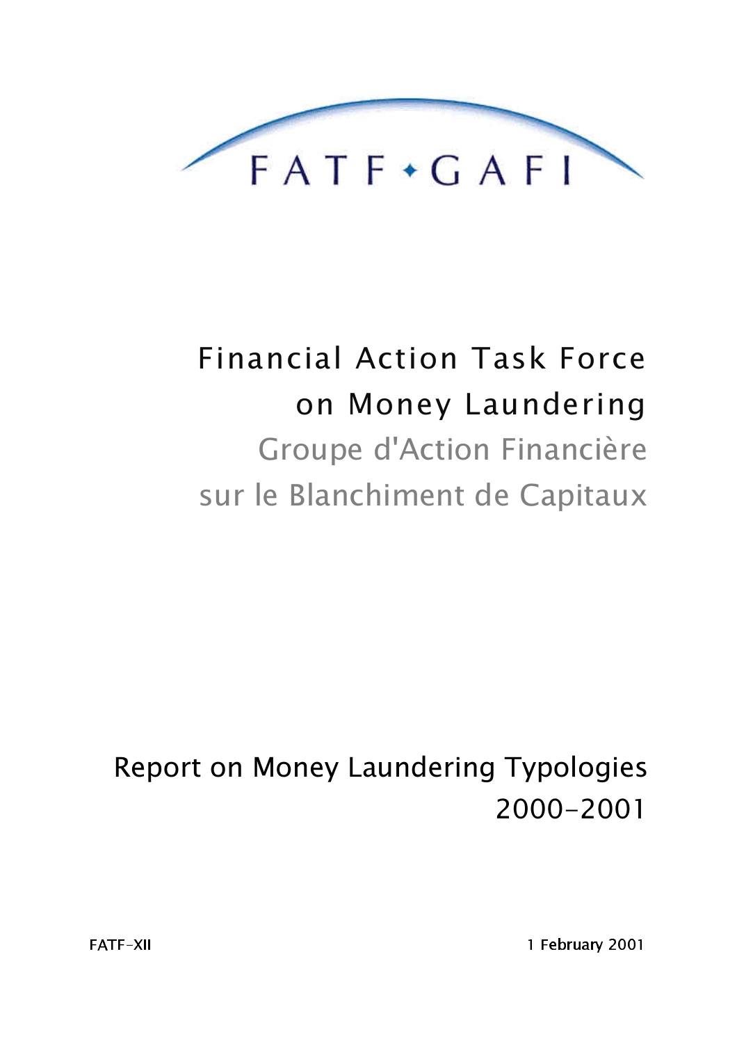FATF • GAFI

# Financial Action Task Force on Money Laundering

## Groupe d'Action Financière sur le Blanchiment de Capitaux

## Report on Money Laundering Typologies 2000-2001

FATF-XII

1 February 2001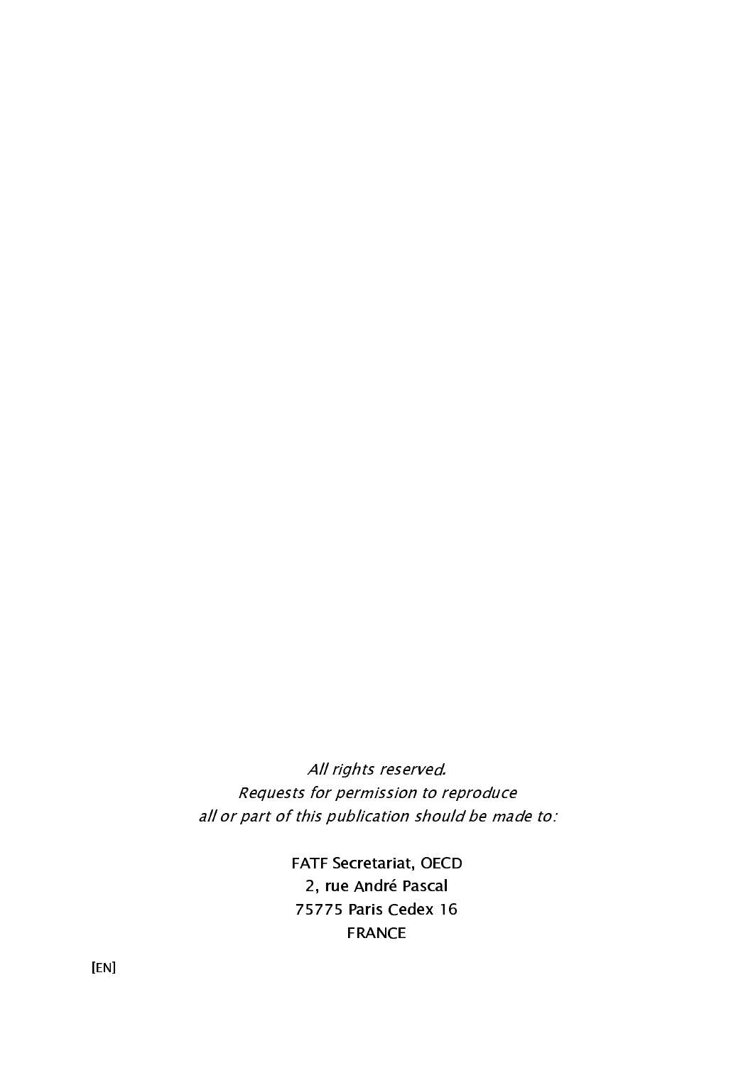*All rights reserved.*
*Requests for permission to reproduce*
*all or part of this publication should be made to:*

FATF Secretariat, OECD
2, rue André Pascal
75775 Paris Cedex 16
FRANCE

[EN]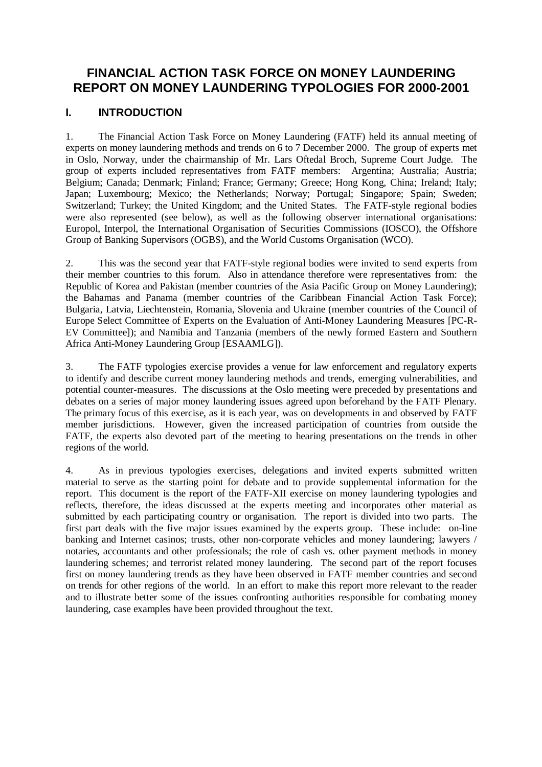# FINANCIAL ACTION TASK FORCE ON MONEY LAUNDERING REPORT ON MONEY LAUNDERING TYPOLOGIES FOR 2000-2001

## I. INTRODUCTION

1. The Financial Action Task Force on Money Laundering (FATF) held its annual meeting of experts on money laundering methods and trends on 6 to 7 December 2000. The group of experts met in Oslo, Norway, under the chairmanship of Mr. Lars Oftedal Broch, Supreme Court Judge. The group of experts included representatives from FATF members: Argentina; Australia; Austria; Belgium; Canada; Denmark; Finland; France; Germany; Greece; Hong Kong, China; Ireland; Italy; Japan; Luxembourg; Mexico; the Netherlands; Norway; Portugal; Singapore; Spain; Sweden; Switzerland; Turkey; the United Kingdom; and the United States. The FATF-style regional bodies were also represented (see below), as well as the following observer international organisations: Europol, Interpol, the International Organisation of Securities Commissions (IOSCO), the Offshore Group of Banking Supervisors (OGBS), and the World Customs Organisation (WCO).

2. This was the second year that FATF-style regional bodies were invited to send experts from their member countries to this forum. Also in attendance therefore were representatives from: the Republic of Korea and Pakistan (member countries of the Asia Pacific Group on Money Laundering); the Bahamas and Panama (member countries of the Caribbean Financial Action Task Force); Bulgaria, Latvia, Liechtenstein, Romania, Slovenia and Ukraine (member countries of the Council of Europe Select Committee of Experts on the Evaluation of Anti-Money Laundering Measures [PC-R-EV Committee]); and Namibia and Tanzania (members of the newly formed Eastern and Southern Africa Anti-Money Laundering Group [ESAAMLG]).

3. The FATF typologies exercise provides a venue for law enforcement and regulatory experts to identify and describe current money laundering methods and trends, emerging vulnerabilities, and potential counter-measures. The discussions at the Oslo meeting were preceded by presentations and debates on a series of major money laundering issues agreed upon beforehand by the FATF Plenary. The primary focus of this exercise, as it is each year, was on developments in and observed by FATF member jurisdictions. However, given the increased participation of countries from outside the FATF, the experts also devoted part of the meeting to hearing presentations on the trends in other regions of the world.

4. As in previous typologies exercises, delegations and invited experts submitted written material to serve as the starting point for debate and to provide supplemental information for the report. This document is the report of the FATF-XII exercise on money laundering typologies and reflects, therefore, the ideas discussed at the experts meeting and incorporates other material as submitted by each participating country or organisation. The report is divided into two parts. The first part deals with the five major issues examined by the experts group. These include: on-line banking and Internet casinos; trusts, other non-corporate vehicles and money laundering; lawyers / notaries, accountants and other professionals; the role of cash vs. other payment methods in money laundering schemes; and terrorist related money laundering. The second part of the report focuses first on money laundering trends as they have been observed in FATF member countries and second on trends for other regions of the world. In an effort to make this report more relevant to the reader and to illustrate better some of the issues confronting authorities responsible for combating money laundering, case examples have been provided throughout the text.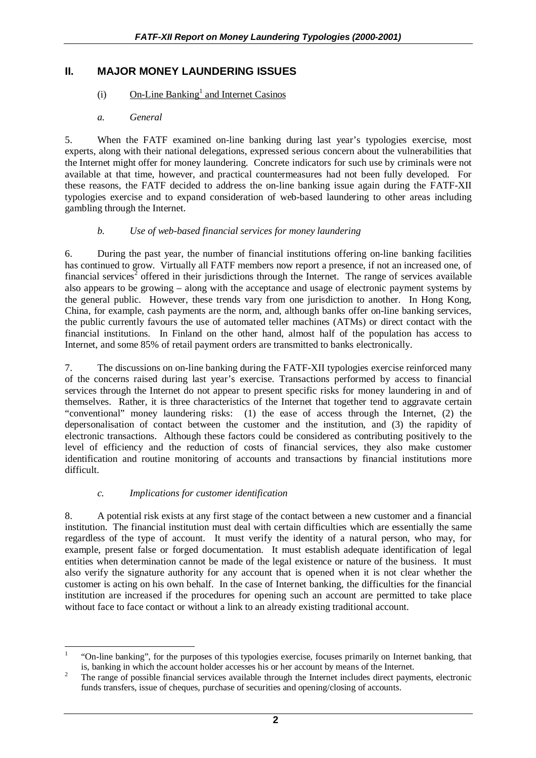## II. MAJOR MONEY LAUNDERING ISSUES

### (i) On-Line Banking[1] and Internet Casinos

#### *a. General*

5. When the FATF examined on-line banking during last year's typologies exercise, most experts, along with their national delegations, expressed serious concern about the vulnerabilities that the Internet might offer for money laundering. Concrete indicators for such use by criminals were not available at that time, however, and practical countermeasures had not been fully developed. For these reasons, the FATF decided to address the on-line banking issue again during the FATF-XII typologies exercise and to expand consideration of web-based laundering to other areas including gambling through the Internet.

#### *b. Use of web-based financial services for money laundering*

6. During the past year, the number of financial institutions offering on-line banking facilities has continued to grow. Virtually all FATF members now report a presence, if not an increased one, of financial services[2] offered in their jurisdictions through the Internet. The range of services available also appears to be growing – along with the acceptance and usage of electronic payment systems by the general public. However, these trends vary from one jurisdiction to another. In Hong Kong, China, for example, cash payments are the norm, and, although banks offer on-line banking services, the public currently favours the use of automated teller machines (ATMs) or direct contact with the financial institutions. In Finland on the other hand, almost half of the population has access to Internet, and some 85% of retail payment orders are transmitted to banks electronically.

7. The discussions on on-line banking during the FATF-XII typologies exercise reinforced many of the concerns raised during last year's exercise. Transactions performed by access to financial services through the Internet do not appear to present specific risks for money laundering in and of themselves. Rather, it is three characteristics of the Internet that together tend to aggravate certain "conventional" money laundering risks: (1) the ease of access through the Internet, (2) the depersonalisation of contact between the customer and the institution, and (3) the rapidity of electronic transactions. Although these factors could be considered as contributing positively to the level of efficiency and the reduction of costs of financial services, they also make customer identification and routine monitoring of accounts and transactions by financial institutions more difficult.

#### *c. Implications for customer identification*

8. A potential risk exists at any first stage of the contact between a new customer and a financial institution. The financial institution must deal with certain difficulties which are essentially the same regardless of the type of account. It must verify the identity of a natural person, who may, for example, present false or forged documentation. It must establish adequate identification of legal entities when determination cannot be made of the legal existence or nature of the business. It must also verify the signature authority for any account that is opened when it is not clear whether the customer is acting on his own behalf. In the case of Internet banking, the difficulties for the financial institution are increased if the procedures for opening such an account are permitted to take place without face to face contact or without a link to an already existing traditional account.

---

[1] "On-line banking", for the purposes of this typologies exercise, focuses primarily on Internet banking, that is, banking in which the account holder accesses his or her account by means of the Internet.

[2] The range of possible financial services available through the Internet includes direct payments, electronic funds transfers, issue of cheques, purchase of securities and opening/closing of accounts.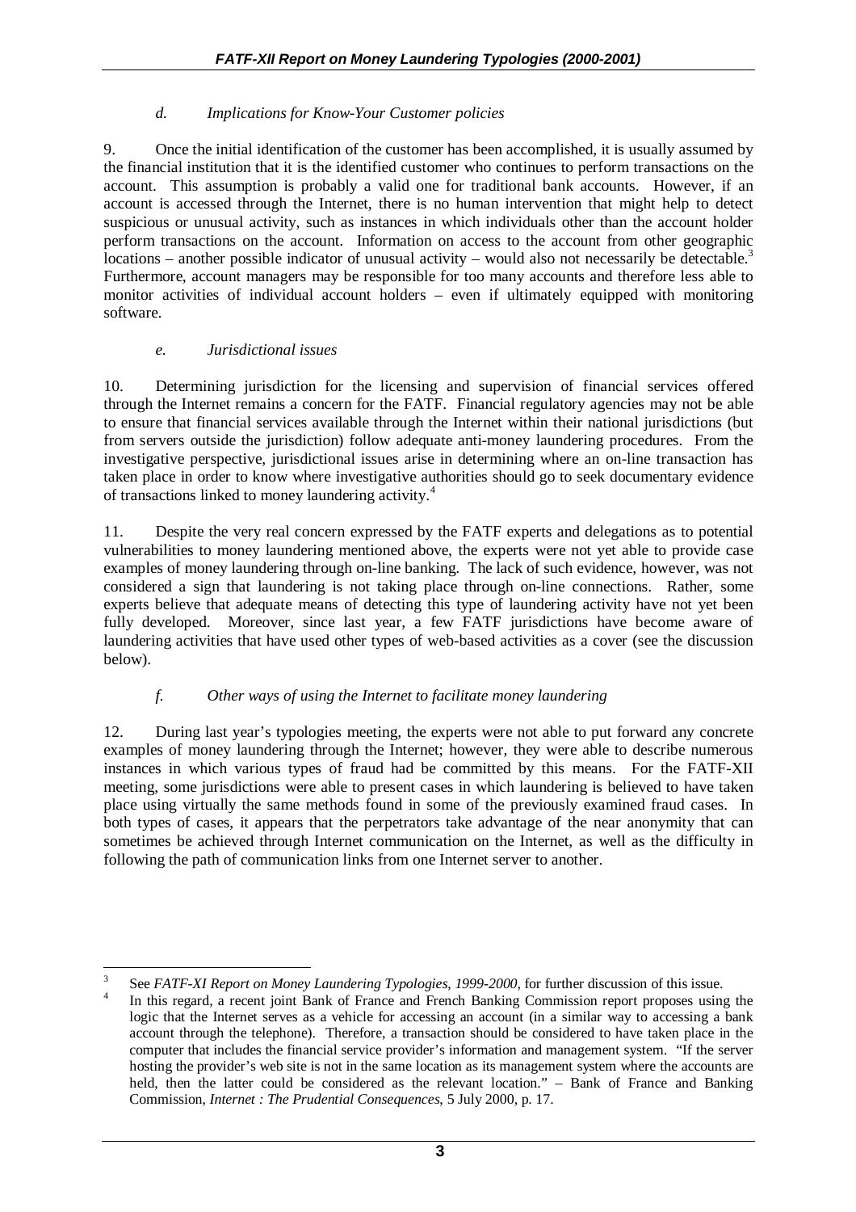### *d. Implications for Know-Your Customer policies*

9. Once the initial identification of the customer has been accomplished, it is usually assumed by the financial institution that it is the identified customer who continues to perform transactions on the account. This assumption is probably a valid one for traditional bank accounts. However, if an account is accessed through the Internet, there is no human intervention that might help to detect suspicious or unusual activity, such as instances in which individuals other than the account holder perform transactions on the account. Information on access to the account from other geographic locations – another possible indicator of unusual activity – would also not necessarily be detectable.[3] Furthermore, account managers may be responsible for too many accounts and therefore less able to monitor activities of individual account holders – even if ultimately equipped with monitoring software.

### *e. Jurisdictional issues*

10. Determining jurisdiction for the licensing and supervision of financial services offered through the Internet remains a concern for the FATF. Financial regulatory agencies may not be able to ensure that financial services available through the Internet within their national jurisdictions (but from servers outside the jurisdiction) follow adequate anti-money laundering procedures. From the investigative perspective, jurisdictional issues arise in determining where an on-line transaction has taken place in order to know where investigative authorities should go to seek documentary evidence of transactions linked to money laundering activity.[4]

11. Despite the very real concern expressed by the FATF experts and delegations as to potential vulnerabilities to money laundering mentioned above, the experts were not yet able to provide case examples of money laundering through on-line banking. The lack of such evidence, however, was not considered a sign that laundering is not taking place through on-line connections. Rather, some experts believe that adequate means of detecting this type of laundering activity have not yet been fully developed. Moreover, since last year, a few FATF jurisdictions have become aware of laundering activities that have used other types of web-based activities as a cover (see the discussion below).

### *f. Other ways of using the Internet to facilitate money laundering*

12. During last year's typologies meeting, the experts were not able to put forward any concrete examples of money laundering through the Internet; however, they were able to describe numerous instances in which various types of fraud had be committed by this means. For the FATF-XII meeting, some jurisdictions were able to present cases in which laundering is believed to have taken place using virtually the same methods found in some of the previously examined fraud cases. In both types of cases, it appears that the perpetrators take advantage of the near anonymity that can sometimes be achieved through Internet communication on the Internet, as well as the difficulty in following the path of communication links from one Internet server to another.

---

[3] See *FATF-XI Report on Money Laundering Typologies, 1999-2000*, for further discussion of this issue.

[4] In this regard, a recent joint Bank of France and French Banking Commission report proposes using the logic that the Internet serves as a vehicle for accessing an account (in a similar way to accessing a bank account through the telephone). Therefore, a transaction should be considered to have taken place in the computer that includes the financial service provider's information and management system. "If the server hosting the provider's web site is not in the same location as its management system where the accounts are held, then the latter could be considered as the relevant location." – Bank of France and Banking Commission, *Internet : The Prudential Consequences*, 5 July 2000, p. 17.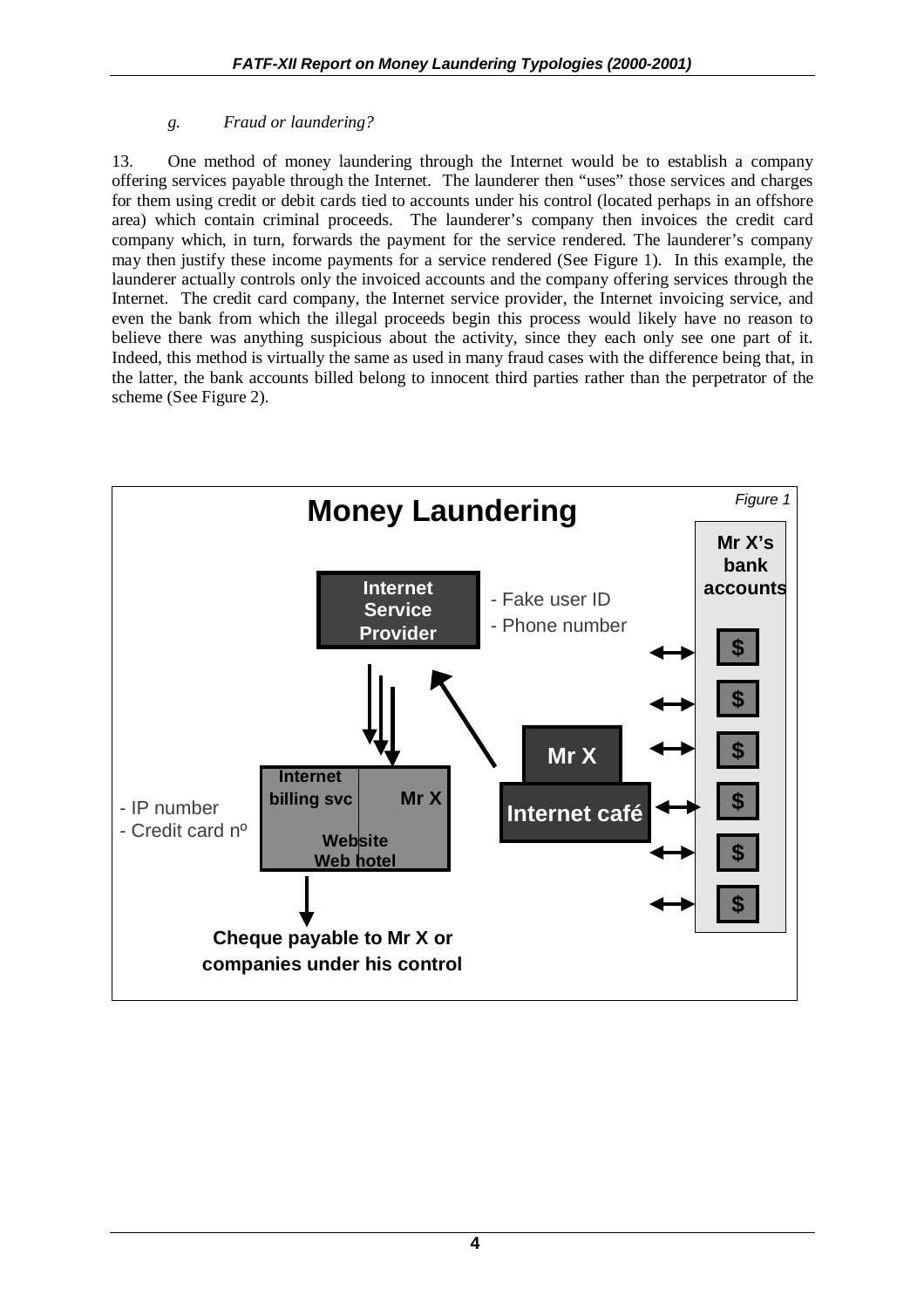*g. Fraud or laundering?*

13. One method of money laundering through the Internet would be to establish a company offering services payable through the Internet. The launderer then "uses" those services and charges for them using credit or debit cards tied to accounts under his control (located perhaps in an offshore area) which contain criminal proceeds. The launderer's company then invoices the credit card company which, in turn, forwards the payment for the service rendered. The launderer's company may then justify these income payments for a service rendered (See Figure 1). In this example, the launderer actually controls only the invoiced accounts and the company offering services through the Internet. The credit card company, the Internet service provider, the Internet invoicing service, and even the bank from which the illegal proceeds begin this process would likely have no reason to believe there was anything suspicious about the activity, since they each only see one part of it. Indeed, this method is virtually the same as used in many fraud cases with the difference being that, in the latter, the bank accounts billed belong to innocent third parties rather than the perpetrator of the scheme (See Figure 2).

**Money Laundering**

*Figure 1*

Internet Service Provider — Fake user ID; Phone number

Internet billing svc | Mr X — Website; Web hotel — IP number; Credit card nº

Mr X — Internet café

Mr X's bank accounts: $ $ $ $ $ $

Cheque payable to Mr X or companies under his control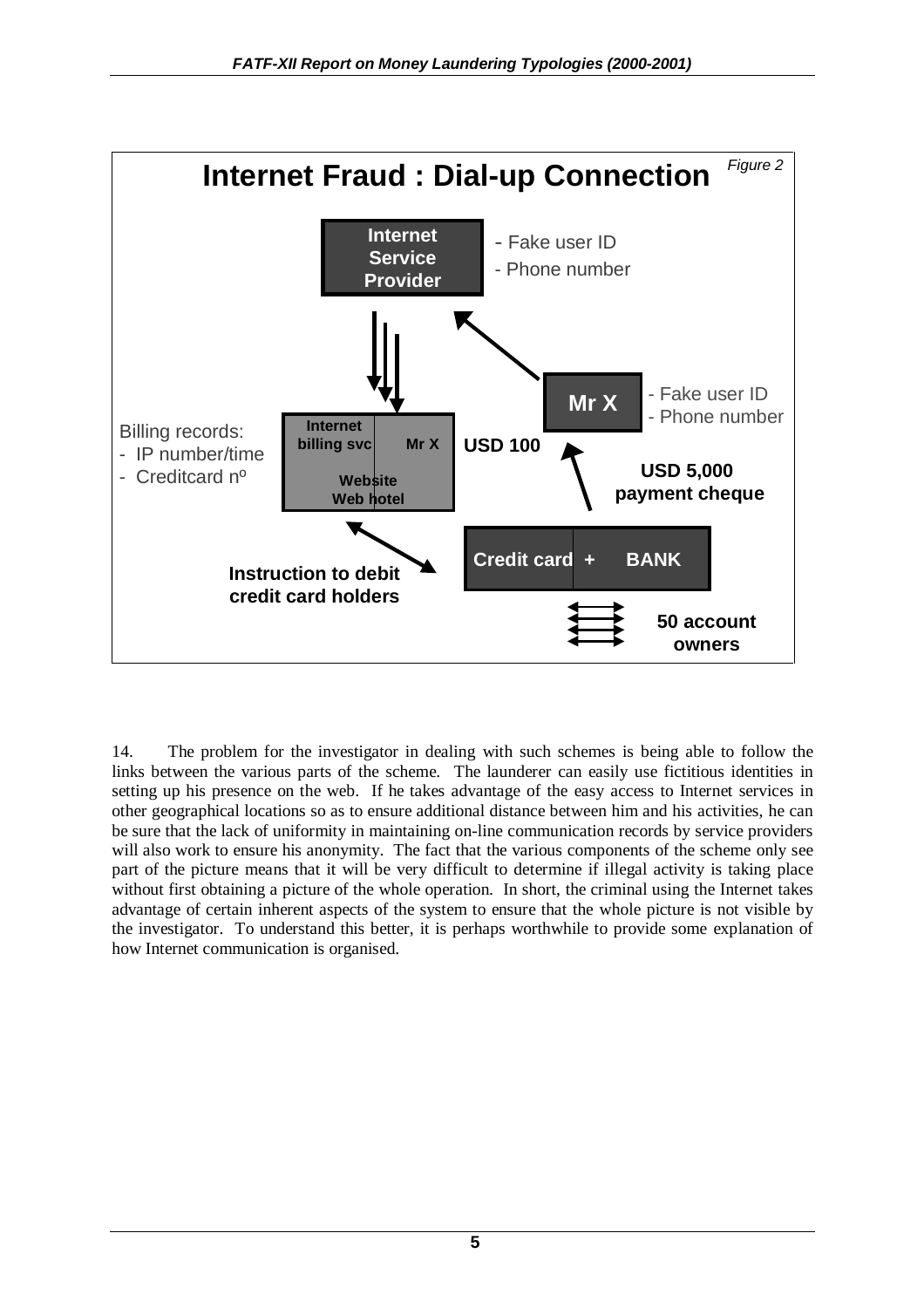**Internet Fraud : Dial-up Connection**

*Figure 2*

- Internet Service Provider
  - Fake user ID
  - Phone number
- Mr X
  - Fake user ID
  - Phone number
- Internet billing svc | Mr X | Website | Web hotel
- Billing records:
  - IP number/time
  - Creditcard nº
- USD 100
- USD 5,000 payment cheque
- Credit card + BANK
- Instruction to debit credit card holders
- 50 account owners

14. The problem for the investigator in dealing with such schemes is being able to follow the links between the various parts of the scheme. The launderer can easily use fictitious identities in setting up his presence on the web. If he takes advantage of the easy access to Internet services in other geographical locations so as to ensure additional distance between him and his activities, he can be sure that the lack of uniformity in maintaining on-line communication records by service providers will also work to ensure his anonymity. The fact that the various components of the scheme only see part of the picture means that it will be very difficult to determine if illegal activity is taking place without first obtaining a picture of the whole operation. In short, the criminal using the Internet takes advantage of certain inherent aspects of the system to ensure that the whole picture is not visible by the investigator. To understand this better, it is perhaps worthwhile to provide some explanation of how Internet communication is organised.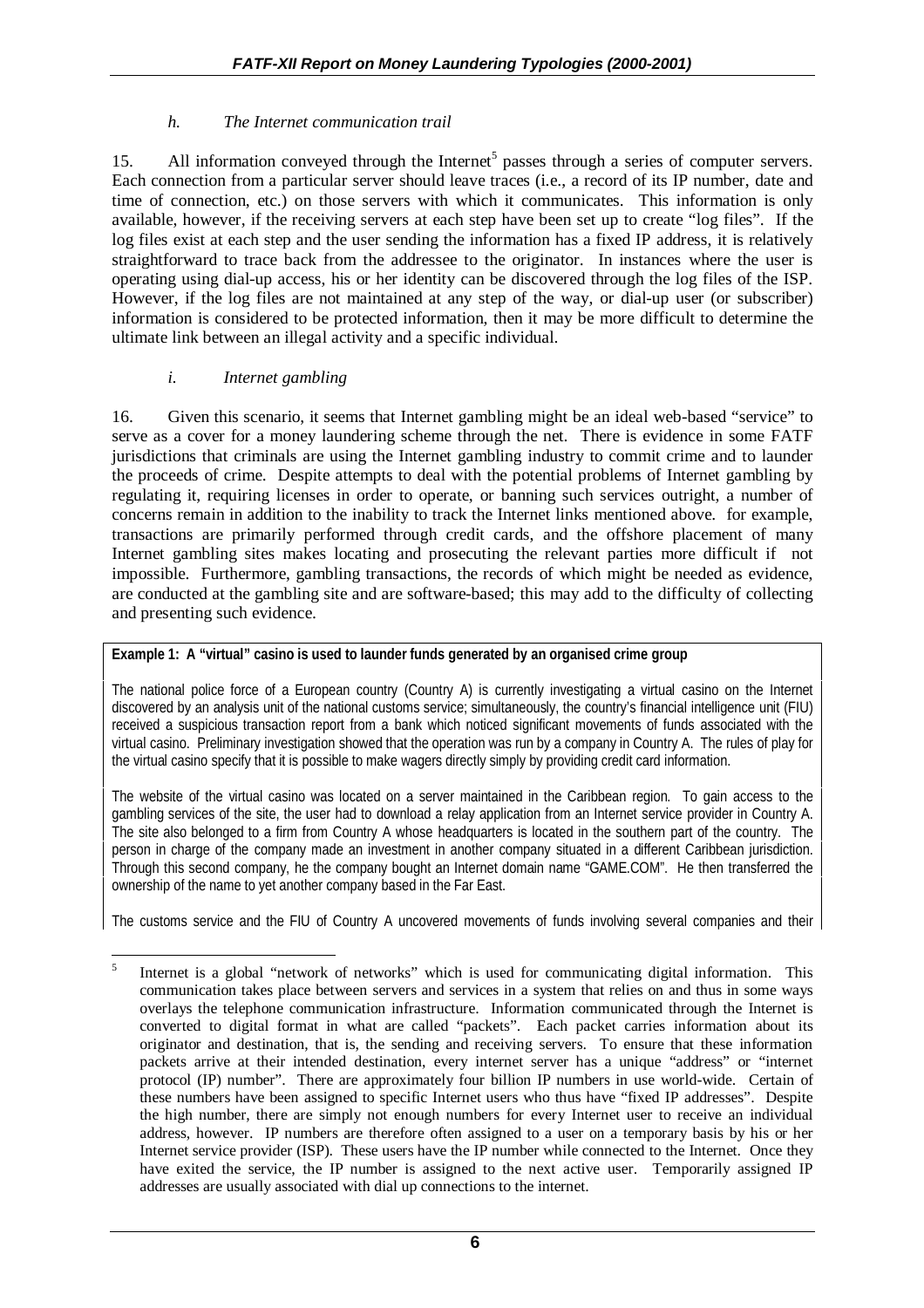*h. The Internet communication trail*

15. All information conveyed through the Internet[5] passes through a series of computer servers. Each connection from a particular server should leave traces (i.e., a record of its IP number, date and time of connection, etc.) on those servers with which it communicates. This information is only available, however, if the receiving servers at each step have been set up to create "log files". If the log files exist at each step and the user sending the information has a fixed IP address, it is relatively straightforward to trace back from the addressee to the originator. In instances where the user is operating using dial-up access, his or her identity can be discovered through the log files of the ISP. However, if the log files are not maintained at any step of the way, or dial-up user (or subscriber) information is considered to be protected information, then it may be more difficult to determine the ultimate link between an illegal activity and a specific individual.

*i. Internet gambling*

16. Given this scenario, it seems that Internet gambling might be an ideal web-based "service" to serve as a cover for a money laundering scheme through the net. There is evidence in some FATF jurisdictions that criminals are using the Internet gambling industry to commit crime and to launder the proceeds of crime. Despite attempts to deal with the potential problems of Internet gambling by regulating it, requiring licenses in order to operate, or banning such services outright, a number of concerns remain in addition to the inability to track the Internet links mentioned above. for example, transactions are primarily performed through credit cards, and the offshore placement of many Internet gambling sites makes locating and prosecuting the relevant parties more difficult if not impossible. Furthermore, gambling transactions, the records of which might be needed as evidence, are conducted at the gambling site and are software-based; this may add to the difficulty of collecting and presenting such evidence.

**Example 1: A "virtual" casino is used to launder funds generated by an organised crime group**

The national police force of a European country (Country A) is currently investigating a virtual casino on the Internet discovered by an analysis unit of the national customs service; simultaneously, the country's financial intelligence unit (FIU) received a suspicious transaction report from a bank which noticed significant movements of funds associated with the virtual casino. Preliminary investigation showed that the operation was run by a company in Country A. The rules of play for the virtual casino specify that it is possible to make wagers directly simply by providing credit card information.

The website of the virtual casino was located on a server maintained in the Caribbean region. To gain access to the gambling services of the site, the user had to download a relay application from an Internet service provider in Country A. The site also belonged to a firm from Country A whose headquarters is located in the southern part of the country. The person in charge of the company made an investment in another company situated in a different Caribbean jurisdiction. Through this second company, he the company bought an Internet domain name "GAME.COM". He then transferred the ownership of the name to yet another company based in the Far East.

The customs service and the FIU of Country A uncovered movements of funds involving several companies and their

[5] Internet is a global "network of networks" which is used for communicating digital information. This communication takes place between servers and services in a system that relies on and thus in some ways overlays the telephone communication infrastructure. Information communicated through the Internet is converted to digital format in what are called "packets". Each packet carries information about its originator and destination, that is, the sending and receiving servers. To ensure that these information packets arrive at their intended destination, every internet server has a unique "address" or "internet protocol (IP) number". There are approximately four billion IP numbers in use world-wide. Certain of these numbers have been assigned to specific Internet users who thus have "fixed IP addresses". Despite the high number, there are simply not enough numbers for every Internet user to receive an individual address, however. IP numbers are therefore often assigned to a user on a temporary basis by his or her Internet service provider (ISP). These users have the IP number while connected to the Internet. Once they have exited the service, the IP number is assigned to the next active user. Temporarily assigned IP addresses are usually associated with dial up connections to the internet.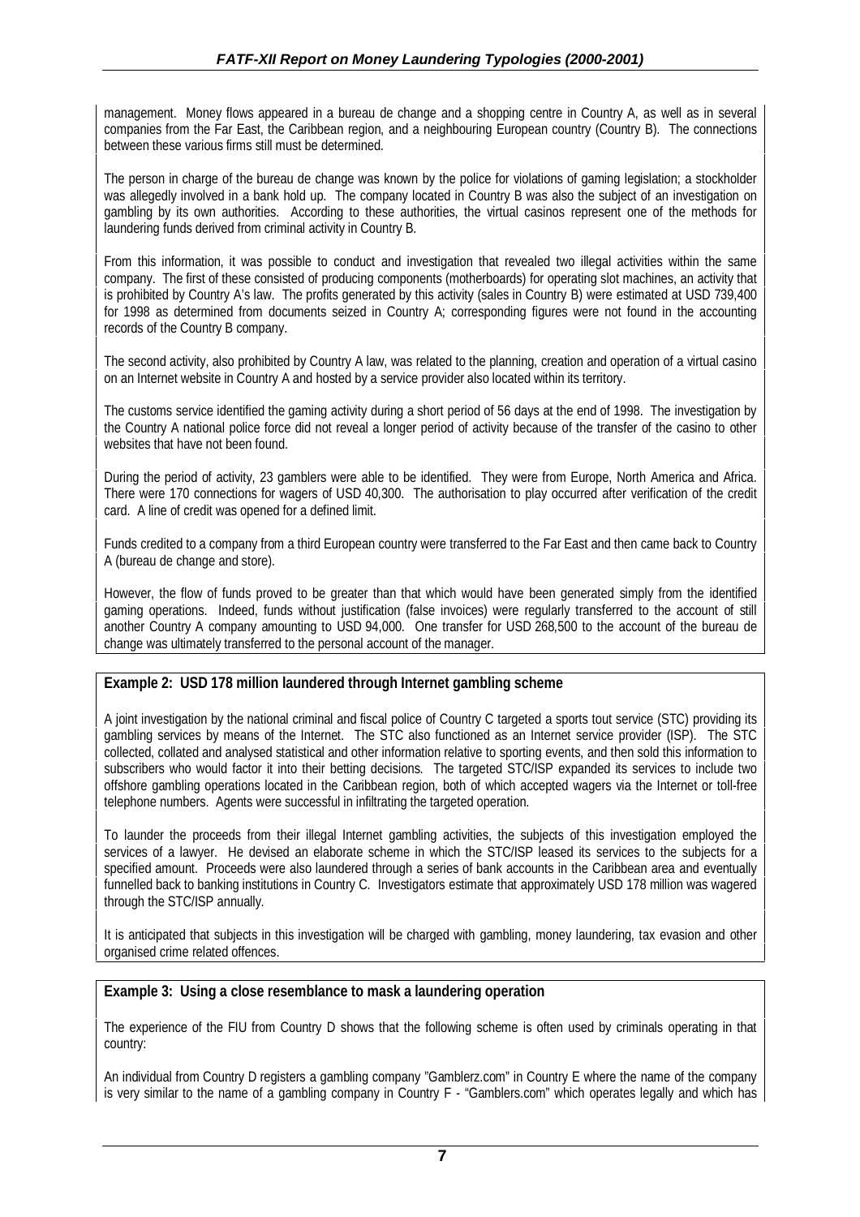management. Money flows appeared in a bureau de change and a shopping centre in Country A, as well as in several companies from the Far East, the Caribbean region, and a neighbouring European country (Country B). The connections between these various firms still must be determined.

The person in charge of the bureau de change was known by the police for violations of gaming legislation; a stockholder was allegedly involved in a bank hold up. The company located in Country B was also the subject of an investigation on gambling by its own authorities. According to these authorities, the virtual casinos represent one of the methods for laundering funds derived from criminal activity in Country B.

From this information, it was possible to conduct and investigation that revealed two illegal activities within the same company. The first of these consisted of producing components (motherboards) for operating slot machines, an activity that is prohibited by Country A's law. The profits generated by this activity (sales in Country B) were estimated at USD 739,400 for 1998 as determined from documents seized in Country A; corresponding figures were not found in the accounting records of the Country B company.

The second activity, also prohibited by Country A law, was related to the planning, creation and operation of a virtual casino on an Internet website in Country A and hosted by a service provider also located within its territory.

The customs service identified the gaming activity during a short period of 56 days at the end of 1998. The investigation by the Country A national police force did not reveal a longer period of activity because of the transfer of the casino to other websites that have not been found.

During the period of activity, 23 gamblers were able to be identified. They were from Europe, North America and Africa. There were 170 connections for wagers of USD 40,300. The authorisation to play occurred after verification of the credit card. A line of credit was opened for a defined limit.

Funds credited to a company from a third European country were transferred to the Far East and then came back to Country A (bureau de change and store).

However, the flow of funds proved to be greater than that which would have been generated simply from the identified gaming operations. Indeed, funds without justification (false invoices) were regularly transferred to the account of still another Country A company amounting to USD 94,000. One transfer for USD 268,500 to the account of the bureau de change was ultimately transferred to the personal account of the manager.

**Example 2: USD 178 million laundered through Internet gambling scheme**

A joint investigation by the national criminal and fiscal police of Country C targeted a sports tout service (STC) providing its gambling services by means of the Internet. The STC also functioned as an Internet service provider (ISP). The STC collected, collated and analysed statistical and other information relative to sporting events, and then sold this information to subscribers who would factor it into their betting decisions. The targeted STC/ISP expanded its services to include two offshore gambling operations located in the Caribbean region, both of which accepted wagers via the Internet or toll-free telephone numbers. Agents were successful in infiltrating the targeted operation.

To launder the proceeds from their illegal Internet gambling activities, the subjects of this investigation employed the services of a lawyer. He devised an elaborate scheme in which the STC/ISP leased its services to the subjects for a specified amount. Proceeds were also laundered through a series of bank accounts in the Caribbean area and eventually funnelled back to banking institutions in Country C. Investigators estimate that approximately USD 178 million was wagered through the STC/ISP annually.

It is anticipated that subjects in this investigation will be charged with gambling, money laundering, tax evasion and other organised crime related offences.

**Example 3: Using a close resemblance to mask a laundering operation**

The experience of the FIU from Country D shows that the following scheme is often used by criminals operating in that country:

An individual from Country D registers a gambling company "Gamblerz.com" in Country E where the name of the company is very similar to the name of a gambling company in Country F - "Gamblers.com" which operates legally and which has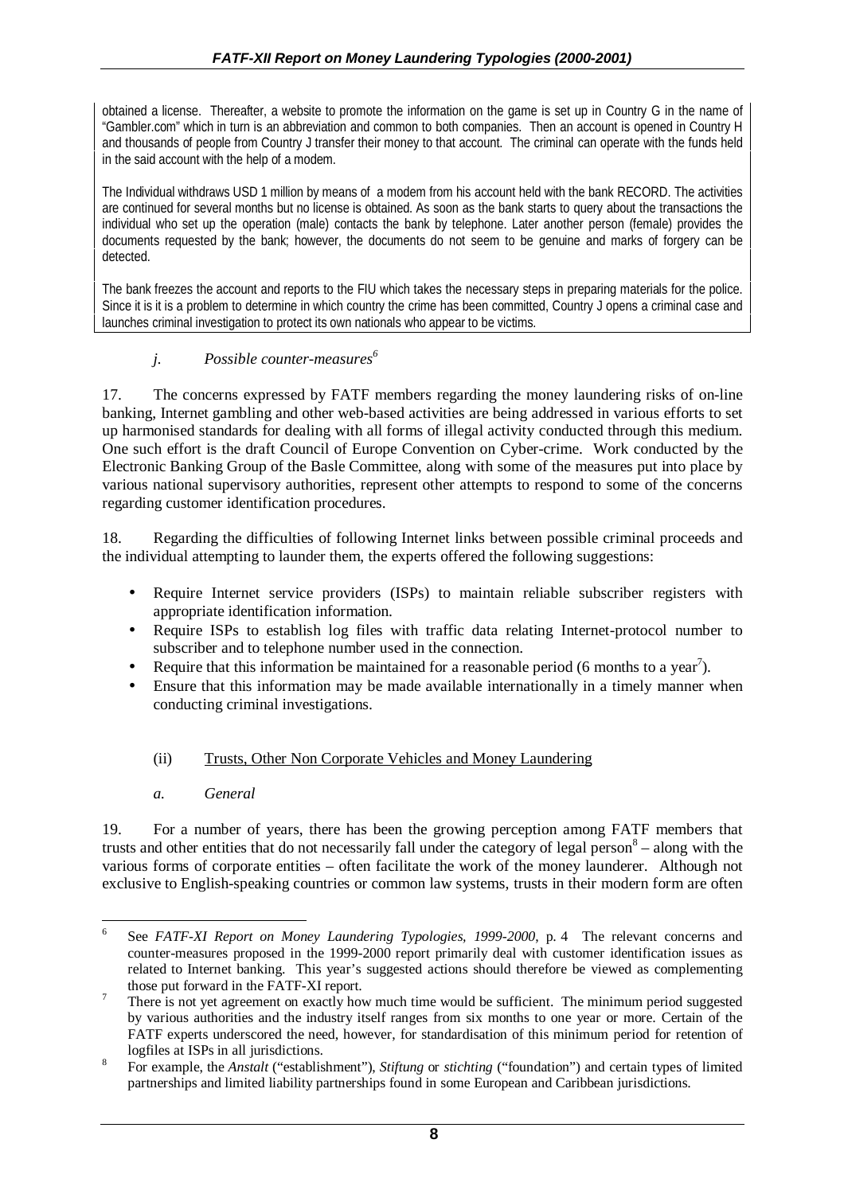obtained a license. Thereafter, a website to promote the information on the game is set up in Country G in the name of "Gambler.com" which in turn is an abbreviation and common to both companies. Then an account is opened in Country H and thousands of people from Country J transfer their money to that account. The criminal can operate with the funds held in the said account with the help of a modem.

The Individual withdraws USD 1 million by means of a modem from his account held with the bank RECORD. The activities are continued for several months but no license is obtained. As soon as the bank starts to query about the transactions the individual who set up the operation (male) contacts the bank by telephone. Later another person (female) provides the documents requested by the bank; however, the documents do not seem to be genuine and marks of forgery can be detected.

The bank freezes the account and reports to the FIU which takes the necessary steps in preparing materials for the police. Since it is it is a problem to determine in which country the crime has been committed, Country J opens a criminal case and launches criminal investigation to protect its own nationals who appear to be victims.

#### *j. Possible counter-measures*[6]

17. The concerns expressed by FATF members regarding the money laundering risks of on-line banking, Internet gambling and other web-based activities are being addressed in various efforts to set up harmonised standards for dealing with all forms of illegal activity conducted through this medium. One such effort is the draft Council of Europe Convention on Cyber-crime. Work conducted by the Electronic Banking Group of the Basle Committee, along with some of the measures put into place by various national supervisory authorities, represent other attempts to respond to some of the concerns regarding customer identification procedures.

18. Regarding the difficulties of following Internet links between possible criminal proceeds and the individual attempting to launder them, the experts offered the following suggestions:

- Require Internet service providers (ISPs) to maintain reliable subscriber registers with appropriate identification information.
- Require ISPs to establish log files with traffic data relating Internet-protocol number to subscriber and to telephone number used in the connection.
- Require that this information be maintained for a reasonable period (6 months to a year[7]).
- Ensure that this information may be made available internationally in a timely manner when conducting criminal investigations.

### (ii) Trusts, Other Non Corporate Vehicles and Money Laundering

#### *a. General*

19. For a number of years, there has been the growing perception among FATF members that trusts and other entities that do not necessarily fall under the category of legal person[8] – along with the various forms of corporate entities – often facilitate the work of the money launderer. Although not exclusive to English-speaking countries or common law systems, trusts in their modern form are often

---

[6] See *FATF-XI Report on Money Laundering Typologies, 1999-2000*, p. 4 The relevant concerns and counter-measures proposed in the 1999-2000 report primarily deal with customer identification issues as related to Internet banking. This year's suggested actions should therefore be viewed as complementing those put forward in the FATF-XI report.

[7] There is not yet agreement on exactly how much time would be sufficient. The minimum period suggested by various authorities and the industry itself ranges from six months to one year or more. Certain of the FATF experts underscored the need, however, for standardisation of this minimum period for retention of logfiles at ISPs in all jurisdictions.

[8] For example, the *Anstalt* ("establishment"), *Stiftung* or *stichting* ("foundation") and certain types of limited partnerships and limited liability partnerships found in some European and Caribbean jurisdictions.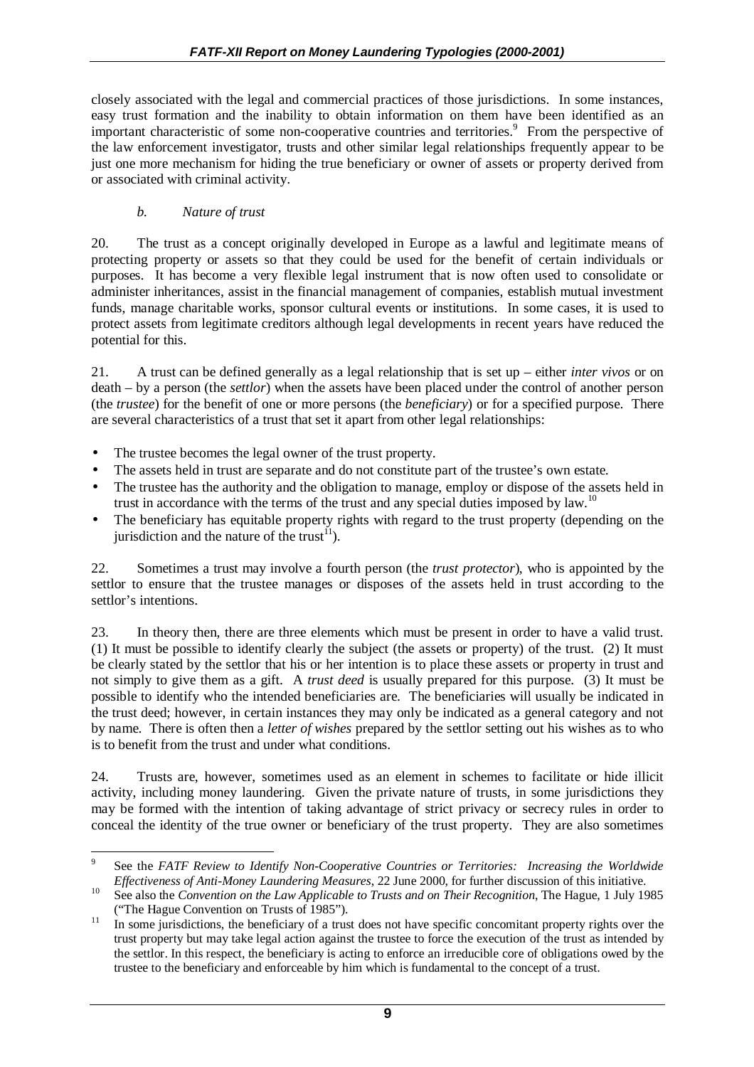closely associated with the legal and commercial practices of those jurisdictions. In some instances, easy trust formation and the inability to obtain information on them have been identified as an important characteristic of some non-cooperative countries and territories.[9] From the perspective of the law enforcement investigator, trusts and other similar legal relationships frequently appear to be just one more mechanism for hiding the true beneficiary or owner of assets or property derived from or associated with criminal activity.

### *b. Nature of trust*

20. The trust as a concept originally developed in Europe as a lawful and legitimate means of protecting property or assets so that they could be used for the benefit of certain individuals or purposes. It has become a very flexible legal instrument that is now often used to consolidate or administer inheritances, assist in the financial management of companies, establish mutual investment funds, manage charitable works, sponsor cultural events or institutions. In some cases, it is used to protect assets from legitimate creditors although legal developments in recent years have reduced the potential for this.

21. A trust can be defined generally as a legal relationship that is set up – either *inter vivos* or on death – by a person (the *settlor*) when the assets have been placed under the control of another person (the *trustee*) for the benefit of one or more persons (the *beneficiary*) or for a specified purpose. There are several characteristics of a trust that set it apart from other legal relationships:

- The trustee becomes the legal owner of the trust property.
- The assets held in trust are separate and do not constitute part of the trustee's own estate.
- The trustee has the authority and the obligation to manage, employ or dispose of the assets held in trust in accordance with the terms of the trust and any special duties imposed by law.[10]
- The beneficiary has equitable property rights with regard to the trust property (depending on the jurisdiction and the nature of the trust[11]).

22. Sometimes a trust may involve a fourth person (the *trust protector*), who is appointed by the settlor to ensure that the trustee manages or disposes of the assets held in trust according to the settlor's intentions.

23. In theory then, there are three elements which must be present in order to have a valid trust. (1) It must be possible to identify clearly the subject (the assets or property) of the trust. (2) It must be clearly stated by the settlor that his or her intention is to place these assets or property in trust and not simply to give them as a gift. A *trust deed* is usually prepared for this purpose. (3) It must be possible to identify who the intended beneficiaries are. The beneficiaries will usually be indicated in the trust deed; however, in certain instances they may only be indicated as a general category and not by name. There is often then a *letter of wishes* prepared by the settlor setting out his wishes as to who is to benefit from the trust and under what conditions.

24. Trusts are, however, sometimes used as an element in schemes to facilitate or hide illicit activity, including money laundering. Given the private nature of trusts, in some jurisdictions they may be formed with the intention of taking advantage of strict privacy or secrecy rules in order to conceal the identity of the true owner or beneficiary of the trust property. They are also sometimes

---

[9] See the *FATF Review to Identify Non-Cooperative Countries or Territories: Increasing the Worldwide Effectiveness of Anti-Money Laundering Measures*, 22 June 2000, for further discussion of this initiative.

[10] See also the *Convention on the Law Applicable to Trusts and on Their Recognition*, The Hague, 1 July 1985 ("The Hague Convention on Trusts of 1985").

[11] In some jurisdictions, the beneficiary of a trust does not have specific concomitant property rights over the trust property but may take legal action against the trustee to force the execution of the trust as intended by the settlor. In this respect, the beneficiary is acting to enforce an irreducible core of obligations owed by the trustee to the beneficiary and enforceable by him which is fundamental to the concept of a trust.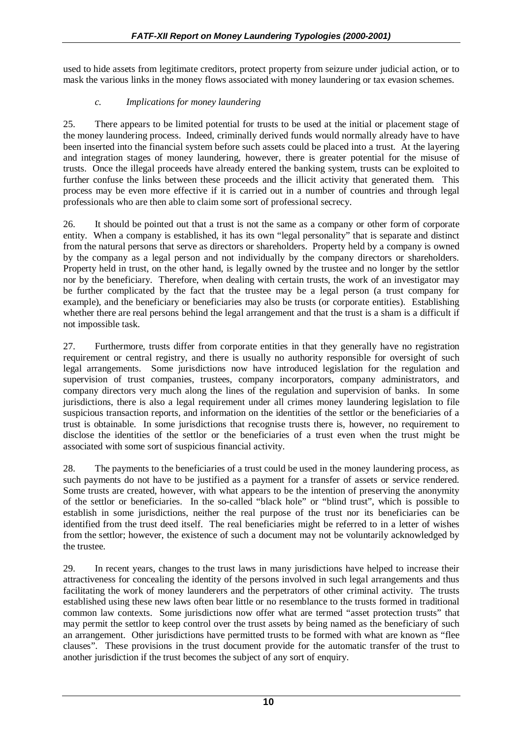used to hide assets from legitimate creditors, protect property from seizure under judicial action, or to mask the various links in the money flows associated with money laundering or tax evasion schemes.

### *c. Implications for money laundering*

25. There appears to be limited potential for trusts to be used at the initial or placement stage of the money laundering process. Indeed, criminally derived funds would normally already have to have been inserted into the financial system before such assets could be placed into a trust. At the layering and integration stages of money laundering, however, there is greater potential for the misuse of trusts. Once the illegal proceeds have already entered the banking system, trusts can be exploited to further confuse the links between these proceeds and the illicit activity that generated them. This process may be even more effective if it is carried out in a number of countries and through legal professionals who are then able to claim some sort of professional secrecy.

26. It should be pointed out that a trust is not the same as a company or other form of corporate entity. When a company is established, it has its own "legal personality" that is separate and distinct from the natural persons that serve as directors or shareholders. Property held by a company is owned by the company as a legal person and not individually by the company directors or shareholders. Property held in trust, on the other hand, is legally owned by the trustee and no longer by the settlor nor by the beneficiary. Therefore, when dealing with certain trusts, the work of an investigator may be further complicated by the fact that the trustee may be a legal person (a trust company for example), and the beneficiary or beneficiaries may also be trusts (or corporate entities). Establishing whether there are real persons behind the legal arrangement and that the trust is a sham is a difficult if not impossible task.

27. Furthermore, trusts differ from corporate entities in that they generally have no registration requirement or central registry, and there is usually no authority responsible for oversight of such legal arrangements. Some jurisdictions now have introduced legislation for the regulation and supervision of trust companies, trustees, company incorporators, company administrators, and company directors very much along the lines of the regulation and supervision of banks. In some jurisdictions, there is also a legal requirement under all crimes money laundering legislation to file suspicious transaction reports, and information on the identities of the settlor or the beneficiaries of a trust is obtainable. In some jurisdictions that recognise trusts there is, however, no requirement to disclose the identities of the settlor or the beneficiaries of a trust even when the trust might be associated with some sort of suspicious financial activity.

28. The payments to the beneficiaries of a trust could be used in the money laundering process, as such payments do not have to be justified as a payment for a transfer of assets or service rendered. Some trusts are created, however, with what appears to be the intention of preserving the anonymity of the settlor or beneficiaries. In the so-called "black hole" or "blind trust", which is possible to establish in some jurisdictions, neither the real purpose of the trust nor its beneficiaries can be identified from the trust deed itself. The real beneficiaries might be referred to in a letter of wishes from the settlor; however, the existence of such a document may not be voluntarily acknowledged by the trustee.

29. In recent years, changes to the trust laws in many jurisdictions have helped to increase their attractiveness for concealing the identity of the persons involved in such legal arrangements and thus facilitating the work of money launderers and the perpetrators of other criminal activity. The trusts established using these new laws often bear little or no resemblance to the trusts formed in traditional common law contexts. Some jurisdictions now offer what are termed "asset protection trusts" that may permit the settlor to keep control over the trust assets by being named as the beneficiary of such an arrangement. Other jurisdictions have permitted trusts to be formed with what are known as "flee clauses". These provisions in the trust document provide for the automatic transfer of the trust to another jurisdiction if the trust becomes the subject of any sort of enquiry.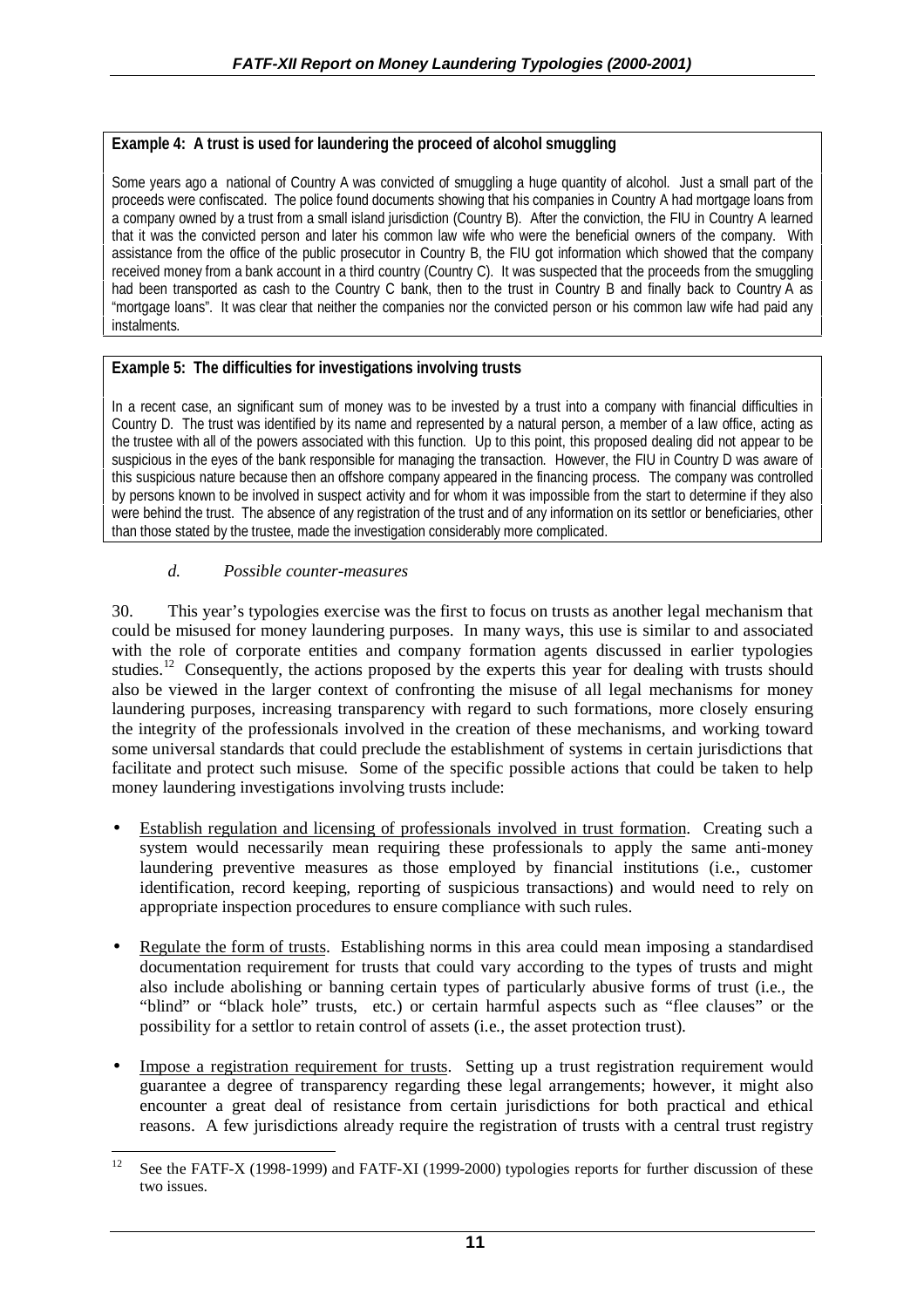**Example 4: A trust is used for laundering the proceed of alcohol smuggling**

Some years ago a national of Country A was convicted of smuggling a huge quantity of alcohol. Just a small part of the proceeds were confiscated. The police found documents showing that his companies in Country A had mortgage loans from a company owned by a trust from a small island jurisdiction (Country B). After the conviction, the FIU in Country A learned that it was the convicted person and later his common law wife who were the beneficial owners of the company. With assistance from the office of the public prosecutor in Country B, the FIU got information which showed that the company received money from a bank account in a third country (Country C). It was suspected that the proceeds from the smuggling had been transported as cash to the Country C bank, then to the trust in Country B and finally back to Country A as "mortgage loans". It was clear that neither the companies nor the convicted person or his common law wife had paid any instalments.

**Example 5: The difficulties for investigations involving trusts**

In a recent case, an significant sum of money was to be invested by a trust into a company with financial difficulties in Country D. The trust was identified by its name and represented by a natural person, a member of a law office, acting as the trustee with all of the powers associated with this function. Up to this point, this proposed dealing did not appear to be suspicious in the eyes of the bank responsible for managing the transaction. However, the FIU in Country D was aware of this suspicious nature because then an offshore company appeared in the financing process. The company was controlled by persons known to be involved in suspect activity and for whom it was impossible from the start to determine if they also were behind the trust. The absence of any registration of the trust and of any information on its settlor or beneficiaries, other than those stated by the trustee, made the investigation considerably more complicated.

*d. Possible counter-measures*

30. This year's typologies exercise was the first to focus on trusts as another legal mechanism that could be misused for money laundering purposes. In many ways, this use is similar to and associated with the role of corporate entities and company formation agents discussed in earlier typologies studies.[12] Consequently, the actions proposed by the experts this year for dealing with trusts should also be viewed in the larger context of confronting the misuse of all legal mechanisms for money laundering purposes, increasing transparency with regard to such formations, more closely ensuring the integrity of the professionals involved in the creation of these mechanisms, and working toward some universal standards that could preclude the establishment of systems in certain jurisdictions that facilitate and protect such misuse. Some of the specific possible actions that could be taken to help money laundering investigations involving trusts include:

- Establish regulation and licensing of professionals involved in trust formation. Creating such a system would necessarily mean requiring these professionals to apply the same anti-money laundering preventive measures as those employed by financial institutions (i.e., customer identification, record keeping, reporting of suspicious transactions) and would need to rely on appropriate inspection procedures to ensure compliance with such rules.

- Regulate the form of trusts. Establishing norms in this area could mean imposing a standardised documentation requirement for trusts that could vary according to the types of trusts and might also include abolishing or banning certain types of particularly abusive forms of trust (i.e., the "blind" or "black hole" trusts, etc.) or certain harmful aspects such as "flee clauses" or the possibility for a settlor to retain control of assets (i.e., the asset protection trust).

- Impose a registration requirement for trusts. Setting up a trust registration requirement would guarantee a degree of transparency regarding these legal arrangements; however, it might also encounter a great deal of resistance from certain jurisdictions for both practical and ethical reasons. A few jurisdictions already require the registration of trusts with a central trust registry

[12] See the FATF-X (1998-1999) and FATF-XI (1999-2000) typologies reports for further discussion of these two issues.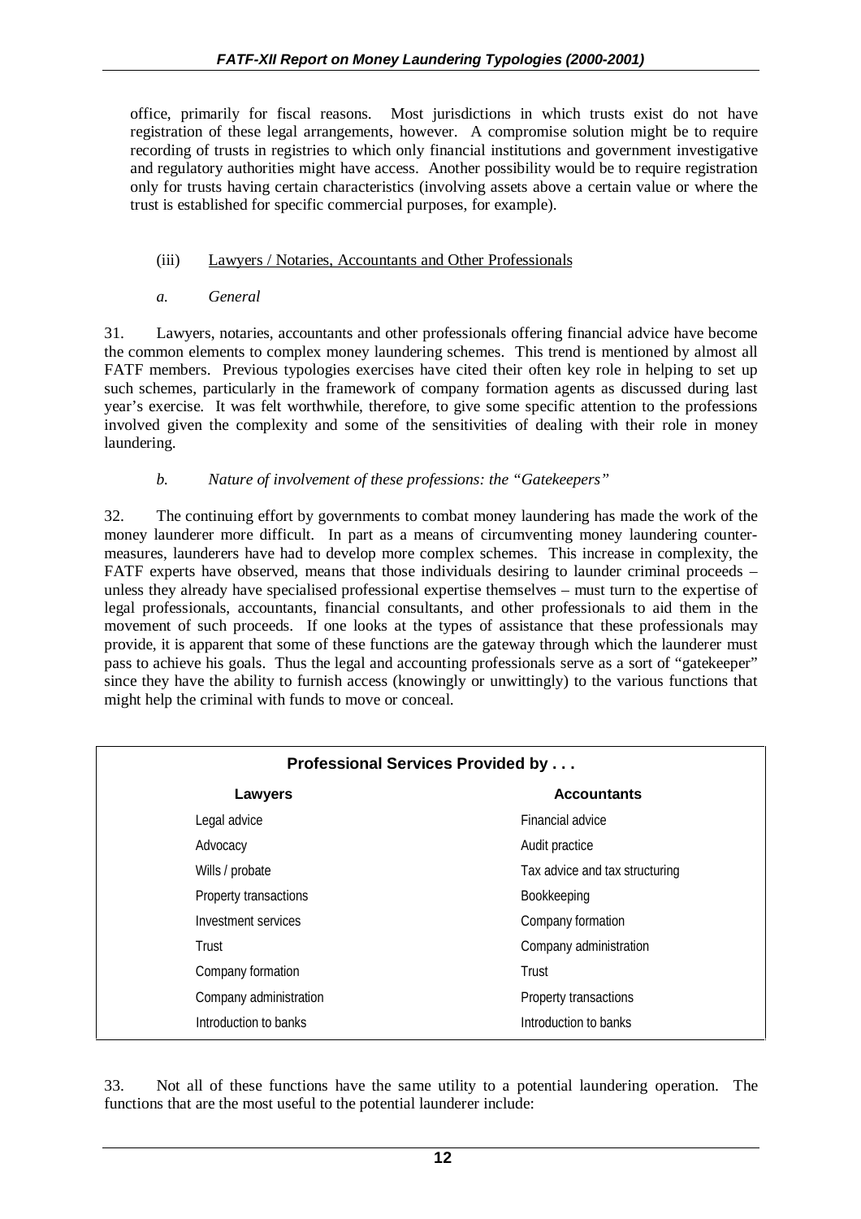office, primarily for fiscal reasons. Most jurisdictions in which trusts exist do not have registration of these legal arrangements, however. A compromise solution might be to require recording of trusts in registries to which only financial institutions and government investigative and regulatory authorities might have access. Another possibility would be to require registration only for trusts having certain characteristics (involving assets above a certain value or where the trust is established for specific commercial purposes, for example).

(iii) Lawyers / Notaries, Accountants and Other Professionals

*a. General*

31. Lawyers, notaries, accountants and other professionals offering financial advice have become the common elements to complex money laundering schemes. This trend is mentioned by almost all FATF members. Previous typologies exercises have cited their often key role in helping to set up such schemes, particularly in the framework of company formation agents as discussed during last year's exercise. It was felt worthwhile, therefore, to give some specific attention to the professions involved given the complexity and some of the sensitivities of dealing with their role in money laundering.

*b. Nature of involvement of these professions: the "Gatekeepers"*

32. The continuing effort by governments to combat money laundering has made the work of the money launderer more difficult. In part as a means of circumventing money laundering counter-measures, launderers have had to develop more complex schemes. This increase in complexity, the FATF experts have observed, means that those individuals desiring to launder criminal proceeds – unless they already have specialised professional expertise themselves – must turn to the expertise of legal professionals, accountants, financial consultants, and other professionals to aid them in the movement of such proceeds. If one looks at the types of assistance that these professionals may provide, it is apparent that some of these functions are the gateway through which the launderer must pass to achieve his goals. Thus the legal and accounting professionals serve as a sort of "gatekeeper" since they have the ability to furnish access (knowingly or unwittingly) to the various functions that might help the criminal with funds to move or conceal.

**Professional Services Provided by . . .**

| Lawyers | Accountants |
|---|---|
| Legal advice | Financial advice |
| Advocacy | Audit practice |
| Wills / probate | Tax advice and tax structuring |
| Property transactions | Bookkeeping |
| Investment services | Company formation |
| Trust | Company administration |
| Company formation | Trust |
| Company administration | Property transactions |
| Introduction to banks | Introduction to banks |

33. Not all of these functions have the same utility to a potential laundering operation. The functions that are the most useful to the potential launderer include: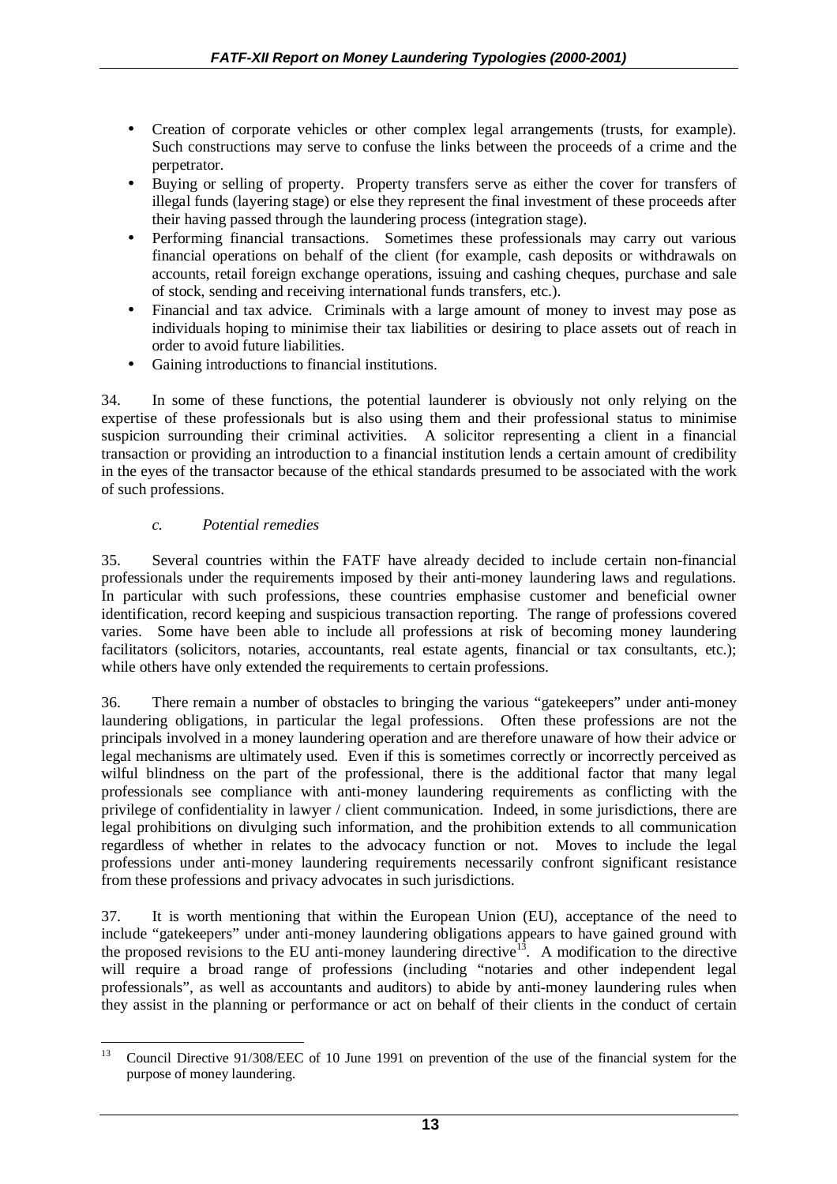- Creation of corporate vehicles or other complex legal arrangements (trusts, for example). Such constructions may serve to confuse the links between the proceeds of a crime and the perpetrator.
- Buying or selling of property. Property transfers serve as either the cover for transfers of illegal funds (layering stage) or else they represent the final investment of these proceeds after their having passed through the laundering process (integration stage).
- Performing financial transactions. Sometimes these professionals may carry out various financial operations on behalf of the client (for example, cash deposits or withdrawals on accounts, retail foreign exchange operations, issuing and cashing cheques, purchase and sale of stock, sending and receiving international funds transfers, etc.).
- Financial and tax advice. Criminals with a large amount of money to invest may pose as individuals hoping to minimise their tax liabilities or desiring to place assets out of reach in order to avoid future liabilities.
- Gaining introductions to financial institutions.

34. In some of these functions, the potential launderer is obviously not only relying on the expertise of these professionals but is also using them and their professional status to minimise suspicion surrounding their criminal activities. A solicitor representing a client in a financial transaction or providing an introduction to a financial institution lends a certain amount of credibility in the eyes of the transactor because of the ethical standards presumed to be associated with the work of such professions.

#### *c. Potential remedies*

35. Several countries within the FATF have already decided to include certain non-financial professionals under the requirements imposed by their anti-money laundering laws and regulations. In particular with such professions, these countries emphasise customer and beneficial owner identification, record keeping and suspicious transaction reporting. The range of professions covered varies. Some have been able to include all professions at risk of becoming money laundering facilitators (solicitors, notaries, accountants, real estate agents, financial or tax consultants, etc.); while others have only extended the requirements to certain professions.

36. There remain a number of obstacles to bringing the various "gatekeepers" under anti-money laundering obligations, in particular the legal professions. Often these professions are not the principals involved in a money laundering operation and are therefore unaware of how their advice or legal mechanisms are ultimately used. Even if this is sometimes correctly or incorrectly perceived as wilful blindness on the part of the professional, there is the additional factor that many legal professionals see compliance with anti-money laundering requirements as conflicting with the privilege of confidentiality in lawyer / client communication. Indeed, in some jurisdictions, there are legal prohibitions on divulging such information, and the prohibition extends to all communication regardless of whether in relates to the advocacy function or not. Moves to include the legal professions under anti-money laundering requirements necessarily confront significant resistance from these professions and privacy advocates in such jurisdictions.

37. It is worth mentioning that within the European Union (EU), acceptance of the need to include "gatekeepers" under anti-money laundering obligations appears to have gained ground with the proposed revisions to the EU anti-money laundering directive[13]. A modification to the directive will require a broad range of professions (including "notaries and other independent legal professionals", as well as accountants and auditors) to abide by anti-money laundering rules when they assist in the planning or performance or act on behalf of their clients in the conduct of certain

[13] Council Directive 91/308/EEC of 10 June 1991 on prevention of the use of the financial system for the purpose of money laundering.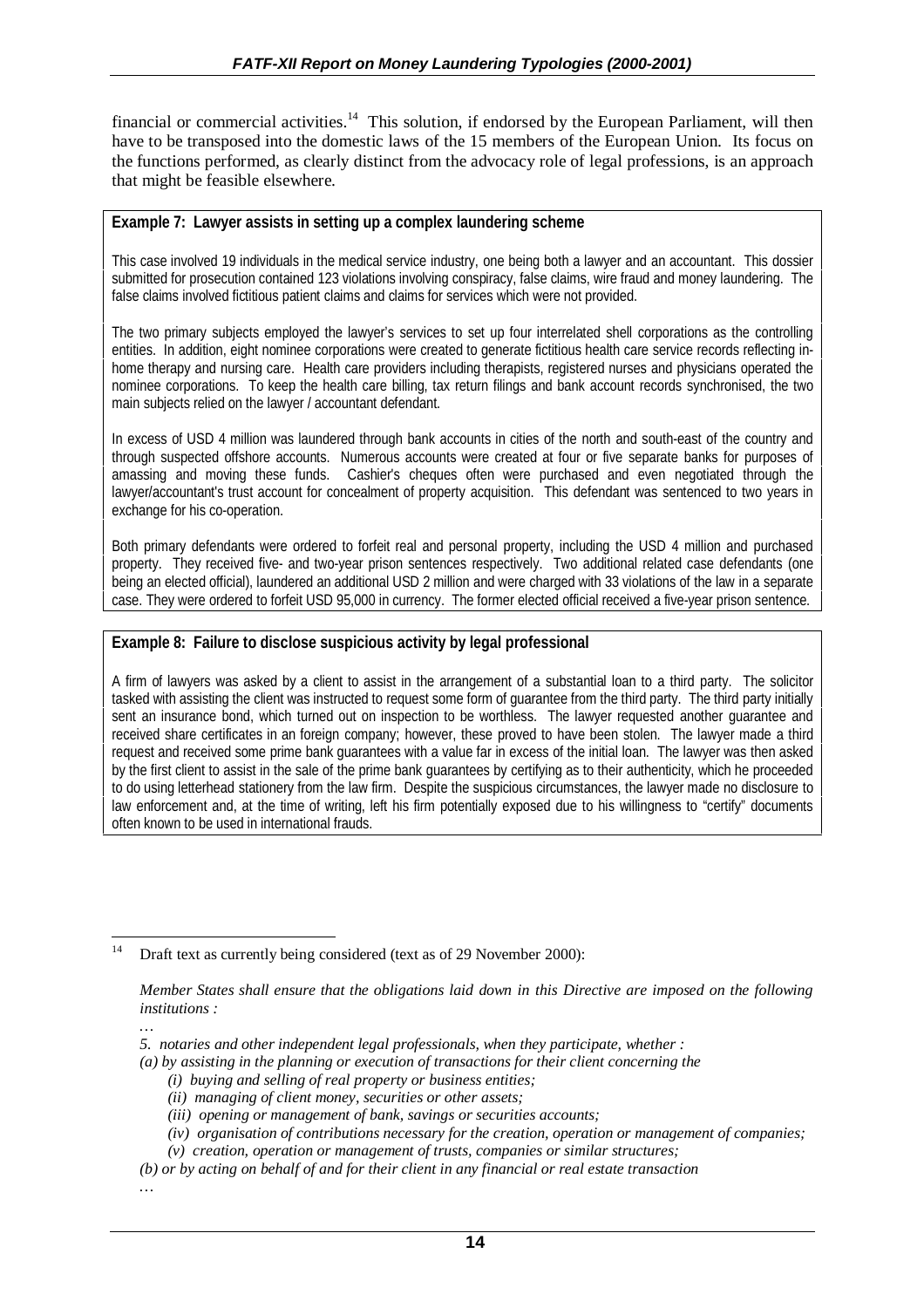financial or commercial activities.[14] This solution, if endorsed by the European Parliament, will then have to be transposed into the domestic laws of the 15 members of the European Union. Its focus on the functions performed, as clearly distinct from the advocacy role of legal professions, is an approach that might be feasible elsewhere.

**Example 7: Lawyer assists in setting up a complex laundering scheme**

This case involved 19 individuals in the medical service industry, one being both a lawyer and an accountant. This dossier submitted for prosecution contained 123 violations involving conspiracy, false claims, wire fraud and money laundering. The false claims involved fictitious patient claims and claims for services which were not provided.

The two primary subjects employed the lawyer's services to set up four interrelated shell corporations as the controlling entities. In addition, eight nominee corporations were created to generate fictitious health care service records reflecting in-home therapy and nursing care. Health care providers including therapists, registered nurses and physicians operated the nominee corporations. To keep the health care billing, tax return filings and bank account records synchronised, the two main subjects relied on the lawyer / accountant defendant.

In excess of USD 4 million was laundered through bank accounts in cities of the north and south-east of the country and through suspected offshore accounts. Numerous accounts were created at four or five separate banks for purposes of amassing and moving these funds. Cashier's cheques often were purchased and even negotiated through the lawyer/accountant's trust account for concealment of property acquisition. This defendant was sentenced to two years in exchange for his co-operation.

Both primary defendants were ordered to forfeit real and personal property, including the USD 4 million and purchased property. They received five- and two-year prison sentences respectively. Two additional related case defendants (one being an elected official), laundered an additional USD 2 million and were charged with 33 violations of the law in a separate case. They were ordered to forfeit USD 95,000 in currency. The former elected official received a five-year prison sentence.

**Example 8: Failure to disclose suspicious activity by legal professional**

A firm of lawyers was asked by a client to assist in the arrangement of a substantial loan to a third party. The solicitor tasked with assisting the client was instructed to request some form of guarantee from the third party. The third party initially sent an insurance bond, which turned out on inspection to be worthless. The lawyer requested another guarantee and received share certificates in an foreign company; however, these proved to have been stolen. The lawyer made a third request and received some prime bank guarantees with a value far in excess of the initial loan. The lawyer was then asked by the first client to assist in the sale of the prime bank guarantees by certifying as to their authenticity, which he proceeded to do using letterhead stationery from the law firm. Despite the suspicious circumstances, the lawyer made no disclosure to law enforcement and, at the time of writing, left his firm potentially exposed due to his willingness to "certify" documents often known to be used in international frauds.

---

[14] Draft text as currently being considered (text as of 29 November 2000):

*Member States shall ensure that the obligations laid down in this Directive are imposed on the following institutions :*

*…*

*5. notaries and other independent legal professionals, when they participate, whether :*

*(a) by assisting in the planning or execution of transactions for their client concerning the*

*(i) buying and selling of real property or business entities;*

*(ii) managing of client money, securities or other assets;*

*(iii) opening or management of bank, savings or securities accounts;*

*(iv) organisation of contributions necessary for the creation, operation or management of companies;*

*(v) creation, operation or management of trusts, companies or similar structures;*

*(b) or by acting on behalf of and for their client in any financial or real estate transaction*

*…*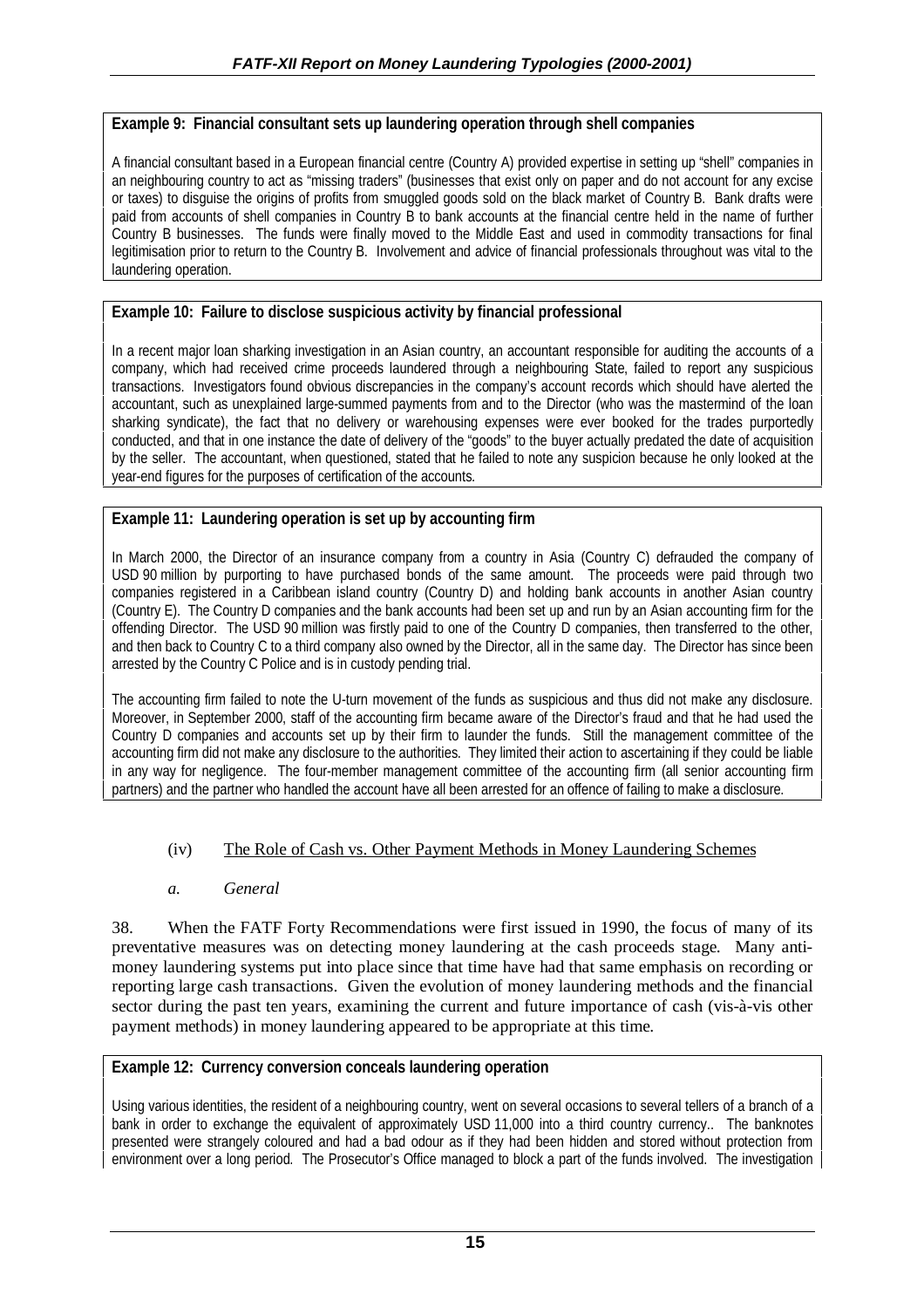**Example 9: Financial consultant sets up laundering operation through shell companies**

A financial consultant based in a European financial centre (Country A) provided expertise in setting up "shell" companies in an neighbouring country to act as "missing traders" (businesses that exist only on paper and do not account for any excise or taxes) to disguise the origins of profits from smuggled goods sold on the black market of Country B. Bank drafts were paid from accounts of shell companies in Country B to bank accounts at the financial centre held in the name of further Country B businesses. The funds were finally moved to the Middle East and used in commodity transactions for final legitimisation prior to return to the Country B. Involvement and advice of financial professionals throughout was vital to the laundering operation.

**Example 10: Failure to disclose suspicious activity by financial professional**

In a recent major loan sharking investigation in an Asian country, an accountant responsible for auditing the accounts of a company, which had received crime proceeds laundered through a neighbouring State, failed to report any suspicious transactions. Investigators found obvious discrepancies in the company's account records which should have alerted the accountant, such as unexplained large-summed payments from and to the Director (who was the mastermind of the loan sharking syndicate), the fact that no delivery or warehousing expenses were ever booked for the trades purportedly conducted, and that in one instance the date of delivery of the "goods" to the buyer actually predated the date of acquisition by the seller. The accountant, when questioned, stated that he failed to note any suspicion because he only looked at the year-end figures for the purposes of certification of the accounts.

**Example 11: Laundering operation is set up by accounting firm**

In March 2000, the Director of an insurance company from a country in Asia (Country C) defrauded the company of USD 90 million by purporting to have purchased bonds of the same amount. The proceeds were paid through two companies registered in a Caribbean island country (Country D) and holding bank accounts in another Asian country (Country E). The Country D companies and the bank accounts had been set up and run by an Asian accounting firm for the offending Director. The USD 90 million was firstly paid to one of the Country D companies, then transferred to the other, and then back to Country C to a third company also owned by the Director, all in the same day. The Director has since been arrested by the Country C Police and is in custody pending trial.

The accounting firm failed to note the U-turn movement of the funds as suspicious and thus did not make any disclosure. Moreover, in September 2000, staff of the accounting firm became aware of the Director's fraud and that he had used the Country D companies and accounts set up by their firm to launder the funds. Still the management committee of the accounting firm did not make any disclosure to the authorities. They limited their action to ascertaining if they could be liable in any way for negligence. The four-member management committee of the accounting firm (all senior accounting firm partners) and the partner who handled the account have all been arrested for an offence of failing to make a disclosure.

(iv) The Role of Cash vs. Other Payment Methods in Money Laundering Schemes

*a. General*

38. When the FATF Forty Recommendations were first issued in 1990, the focus of many of its preventative measures was on detecting money laundering at the cash proceeds stage. Many anti-money laundering systems put into place since that time have had that same emphasis on recording or reporting large cash transactions. Given the evolution of money laundering methods and the financial sector during the past ten years, examining the current and future importance of cash (vis-à-vis other payment methods) in money laundering appeared to be appropriate at this time.

**Example 12: Currency conversion conceals laundering operation**

Using various identities, the resident of a neighbouring country, went on several occasions to several tellers of a branch of a bank in order to exchange the equivalent of approximately USD 11,000 into a third country currency.. The banknotes presented were strangely coloured and had a bad odour as if they had been hidden and stored without protection from environment over a long period. The Prosecutor's Office managed to block a part of the funds involved. The investigation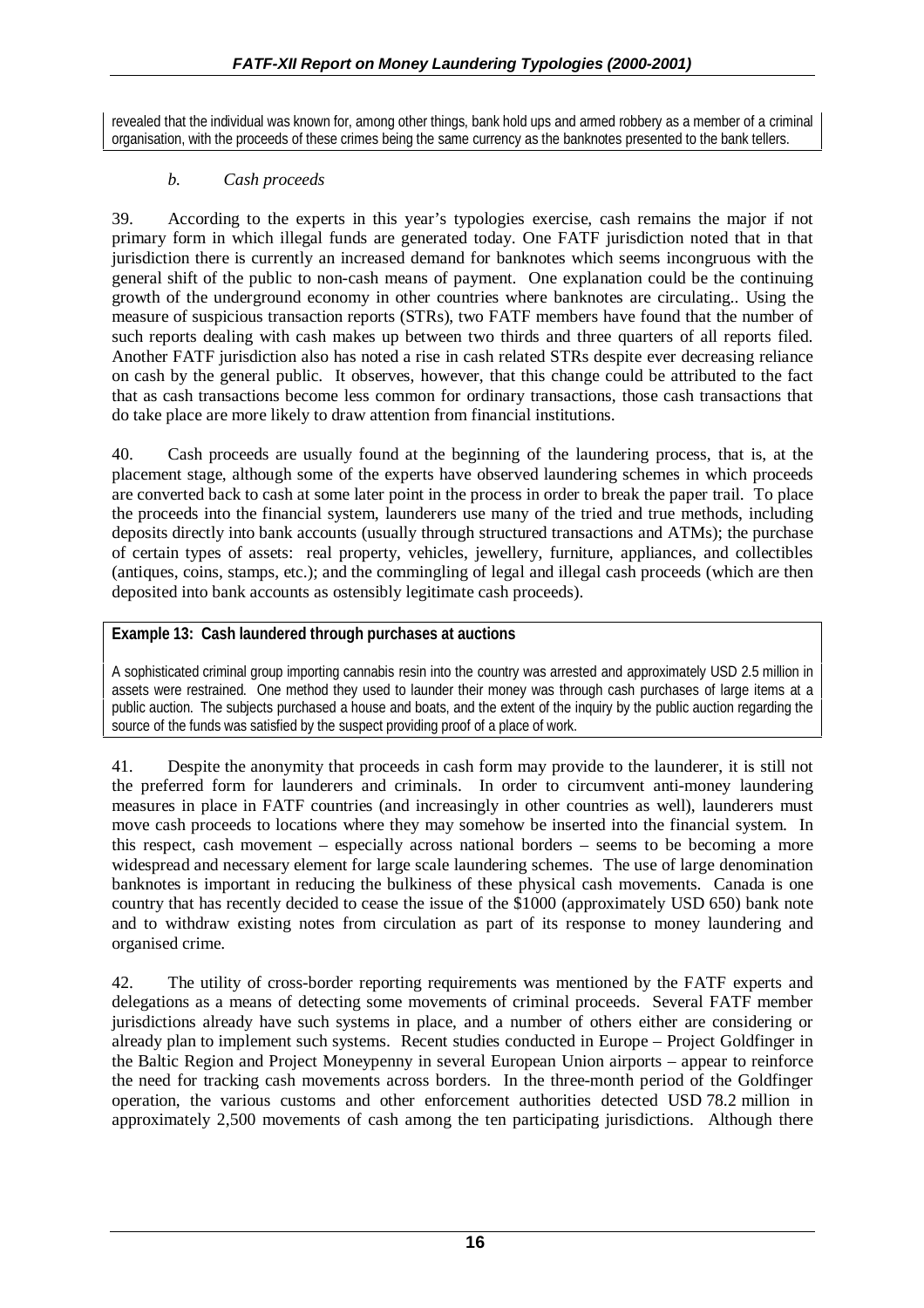revealed that the individual was known for, among other things, bank hold ups and armed robbery as a member of a criminal organisation, with the proceeds of these crimes being the same currency as the banknotes presented to the bank tellers.

### *b. Cash proceeds*

39. According to the experts in this year's typologies exercise, cash remains the major if not primary form in which illegal funds are generated today. One FATF jurisdiction noted that in that jurisdiction there is currently an increased demand for banknotes which seems incongruous with the general shift of the public to non-cash means of payment. One explanation could be the continuing growth of the underground economy in other countries where banknotes are circulating.. Using the measure of suspicious transaction reports (STRs), two FATF members have found that the number of such reports dealing with cash makes up between two thirds and three quarters of all reports filed. Another FATF jurisdiction also has noted a rise in cash related STRs despite ever decreasing reliance on cash by the general public. It observes, however, that this change could be attributed to the fact that as cash transactions become less common for ordinary transactions, those cash transactions that do take place are more likely to draw attention from financial institutions.

40. Cash proceeds are usually found at the beginning of the laundering process, that is, at the placement stage, although some of the experts have observed laundering schemes in which proceeds are converted back to cash at some later point in the process in order to break the paper trail. To place the proceeds into the financial system, launderers use many of the tried and true methods, including deposits directly into bank accounts (usually through structured transactions and ATMs); the purchase of certain types of assets: real property, vehicles, jewellery, furniture, appliances, and collectibles (antiques, coins, stamps, etc.); and the commingling of legal and illegal cash proceeds (which are then deposited into bank accounts as ostensibly legitimate cash proceeds).

**Example 13: Cash laundered through purchases at auctions**

A sophisticated criminal group importing cannabis resin into the country was arrested and approximately USD 2.5 million in assets were restrained. One method they used to launder their money was through cash purchases of large items at a public auction. The subjects purchased a house and boats, and the extent of the inquiry by the public auction regarding the source of the funds was satisfied by the suspect providing proof of a place of work.

41. Despite the anonymity that proceeds in cash form may provide to the launderer, it is still not the preferred form for launderers and criminals. In order to circumvent anti-money laundering measures in place in FATF countries (and increasingly in other countries as well), launderers must move cash proceeds to locations where they may somehow be inserted into the financial system. In this respect, cash movement – especially across national borders – seems to be becoming a more widespread and necessary element for large scale laundering schemes. The use of large denomination banknotes is important in reducing the bulkiness of these physical cash movements. Canada is one country that has recently decided to cease the issue of the $1000 (approximately USD 650) bank note and to withdraw existing notes from circulation as part of its response to money laundering and organised crime.

42. The utility of cross-border reporting requirements was mentioned by the FATF experts and delegations as a means of detecting some movements of criminal proceeds. Several FATF member jurisdictions already have such systems in place, and a number of others either are considering or already plan to implement such systems. Recent studies conducted in Europe – Project Goldfinger in the Baltic Region and Project Moneypenny in several European Union airports – appear to reinforce the need for tracking cash movements across borders. In the three-month period of the Goldfinger operation, the various customs and other enforcement authorities detected USD 78.2 million in approximately 2,500 movements of cash among the ten participating jurisdictions. Although there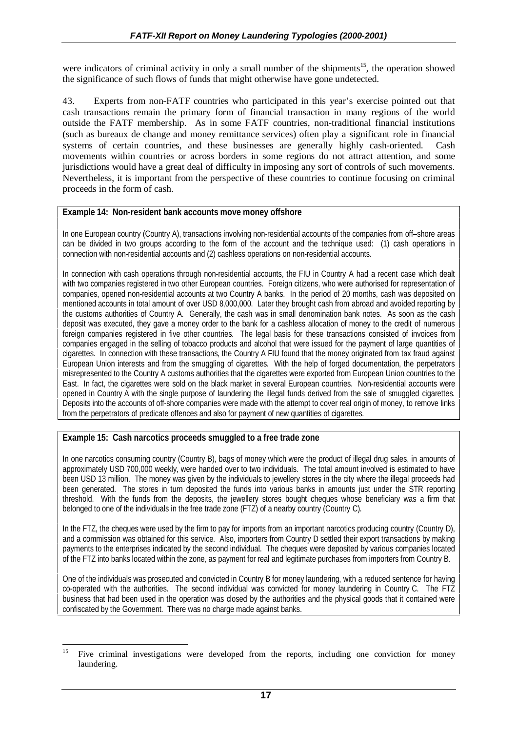were indicators of criminal activity in only a small number of the shipments[15], the operation showed the significance of such flows of funds that might otherwise have gone undetected.

43. Experts from non-FATF countries who participated in this year's exercise pointed out that cash transactions remain the primary form of financial transaction in many regions of the world outside the FATF membership. As in some FATF countries, non-traditional financial institutions (such as bureaux de change and money remittance services) often play a significant role in financial systems of certain countries, and these businesses are generally highly cash-oriented. Cash movements within countries or across borders in some regions do not attract attention, and some jurisdictions would have a great deal of difficulty in imposing any sort of controls of such movements. Nevertheless, it is important from the perspective of these countries to continue focusing on criminal proceeds in the form of cash.

**Example 14: Non-resident bank accounts move money offshore**

In one European country (Country A), transactions involving non-residential accounts of the companies from off–shore areas can be divided in two groups according to the form of the account and the technique used: (1) cash operations in connection with non-residential accounts and (2) cashless operations on non-residential accounts.

In connection with cash operations through non-residential accounts, the FIU in Country A had a recent case which dealt with two companies registered in two other European countries. Foreign citizens, who were authorised for representation of companies, opened non-residential accounts at two Country A banks. In the period of 20 months, cash was deposited on mentioned accounts in total amount of over USD 8,000,000. Later they brought cash from abroad and avoided reporting by the customs authorities of Country A. Generally, the cash was in small denomination bank notes. As soon as the cash deposit was executed, they gave a money order to the bank for a cashless allocation of money to the credit of numerous foreign companies registered in five other countries. The legal basis for these transactions consisted of invoices from companies engaged in the selling of tobacco products and alcohol that were issued for the payment of large quantities of cigarettes. In connection with these transactions, the Country A FIU found that the money originated from tax fraud against European Union interests and from the smuggling of cigarettes. With the help of forged documentation, the perpetrators misrepresented to the Country A customs authorities that the cigarettes were exported from European Union countries to the East. In fact, the cigarettes were sold on the black market in several European countries. Non-residential accounts were opened in Country A with the single purpose of laundering the illegal funds derived from the sale of smuggled cigarettes. Deposits into the accounts of off-shore companies were made with the attempt to cover real origin of money, to remove links from the perpetrators of predicate offences and also for payment of new quantities of cigarettes.

**Example 15: Cash narcotics proceeds smuggled to a free trade zone**

In one narcotics consuming country (Country B), bags of money which were the product of illegal drug sales, in amounts of approximately USD 700,000 weekly, were handed over to two individuals. The total amount involved is estimated to have been USD 13 million. The money was given by the individuals to jewellery stores in the city where the illegal proceeds had been generated. The stores in turn deposited the funds into various banks in amounts just under the STR reporting threshold. With the funds from the deposits, the jewellery stores bought cheques whose beneficiary was a firm that belonged to one of the individuals in the free trade zone (FTZ) of a nearby country (Country C).

In the FTZ, the cheques were used by the firm to pay for imports from an important narcotics producing country (Country D), and a commission was obtained for this service. Also, importers from Country D settled their export transactions by making payments to the enterprises indicated by the second individual. The cheques were deposited by various companies located of the FTZ into banks located within the zone, as payment for real and legitimate purchases from importers from Country B.

One of the individuals was prosecuted and convicted in Country B for money laundering, with a reduced sentence for having co-operated with the authorities. The second individual was convicted for money laundering in Country C. The FTZ business that had been used in the operation was closed by the authorities and the physical goods that it contained were confiscated by the Government. There was no charge made against banks.

[15] Five criminal investigations were developed from the reports, including one conviction for money laundering.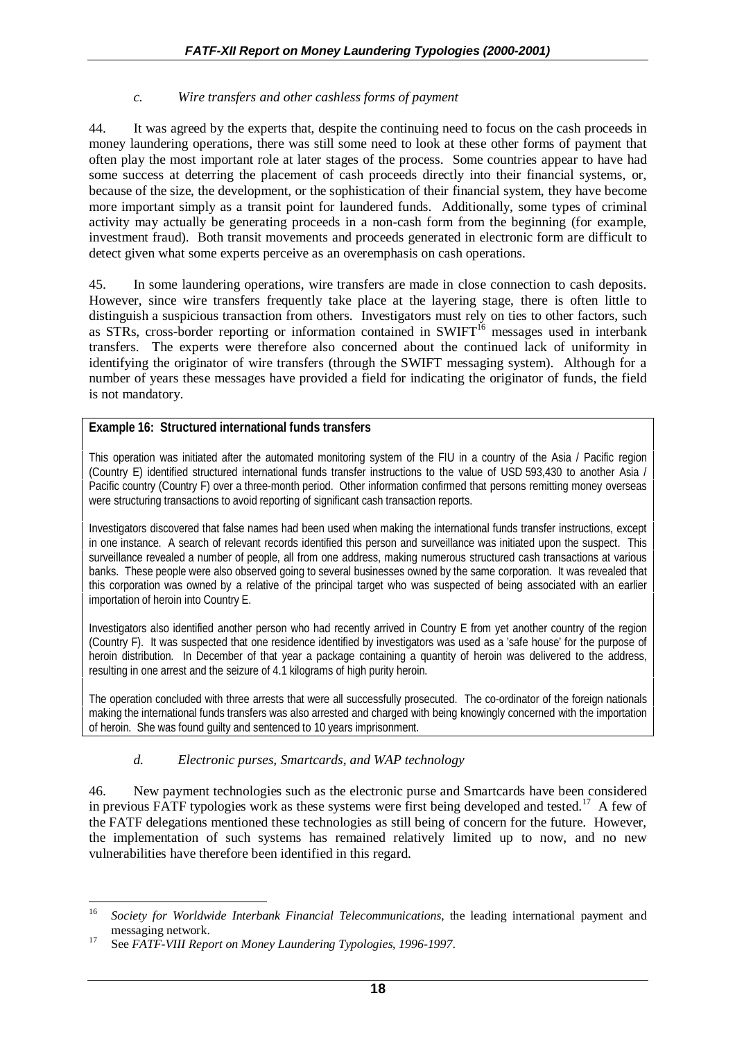### *c. Wire transfers and other cashless forms of payment*

44. It was agreed by the experts that, despite the continuing need to focus on the cash proceeds in money laundering operations, there was still some need to look at these other forms of payment that often play the most important role at later stages of the process. Some countries appear to have had some success at deterring the placement of cash proceeds directly into their financial systems, or, because of the size, the development, or the sophistication of their financial system, they have become more important simply as a transit point for laundered funds. Additionally, some types of criminal activity may actually be generating proceeds in a non-cash form from the beginning (for example, investment fraud). Both transit movements and proceeds generated in electronic form are difficult to detect given what some experts perceive as an overemphasis on cash operations.

45. In some laundering operations, wire transfers are made in close connection to cash deposits. However, since wire transfers frequently take place at the layering stage, there is often little to distinguish a suspicious transaction from others. Investigators must rely on ties to other factors, such as STRs, cross-border reporting or information contained in SWIFT[16] messages used in interbank transfers. The experts were therefore also concerned about the continued lack of uniformity in identifying the originator of wire transfers (through the SWIFT messaging system). Although for a number of years these messages have provided a field for indicating the originator of funds, the field is not mandatory.

> **Example 16: Structured international funds transfers**
>
> This operation was initiated after the automated monitoring system of the FIU in a country of the Asia / Pacific region (Country E) identified structured international funds transfer instructions to the value of USD 593,430 to another Asia / Pacific country (Country F) over a three-month period. Other information confirmed that persons remitting money overseas were structuring transactions to avoid reporting of significant cash transaction reports.
>
> Investigators discovered that false names had been used when making the international funds transfer instructions, except in one instance. A search of relevant records identified this person and surveillance was initiated upon the suspect. This surveillance revealed a number of people, all from one address, making numerous structured cash transactions at various banks. These people were also observed going to several businesses owned by the same corporation. It was revealed that this corporation was owned by a relative of the principal target who was suspected of being associated with an earlier importation of heroin into Country E.
>
> Investigators also identified another person who had recently arrived in Country E from yet another country of the region (Country F). It was suspected that one residence identified by investigators was used as a 'safe house' for the purpose of heroin distribution. In December of that year a package containing a quantity of heroin was delivered to the address, resulting in one arrest and the seizure of 4.1 kilograms of high purity heroin.
>
> The operation concluded with three arrests that were all successfully prosecuted. The co-ordinator of the foreign nationals making the international funds transfers was also arrested and charged with being knowingly concerned with the importation of heroin. She was found guilty and sentenced to 10 years imprisonment.

### *d. Electronic purses, Smartcards, and WAP technology*

46. New payment technologies such as the electronic purse and Smartcards have been considered in previous FATF typologies work as these systems were first being developed and tested.[17] A few of the FATF delegations mentioned these technologies as still being of concern for the future. However, the implementation of such systems has remained relatively limited up to now, and no new vulnerabilities have therefore been identified in this regard.

---

[16] *Society for Worldwide Interbank Financial Telecommunications*, the leading international payment and messaging network.

[17] See *FATF-VIII Report on Money Laundering Typologies, 1996-1997*.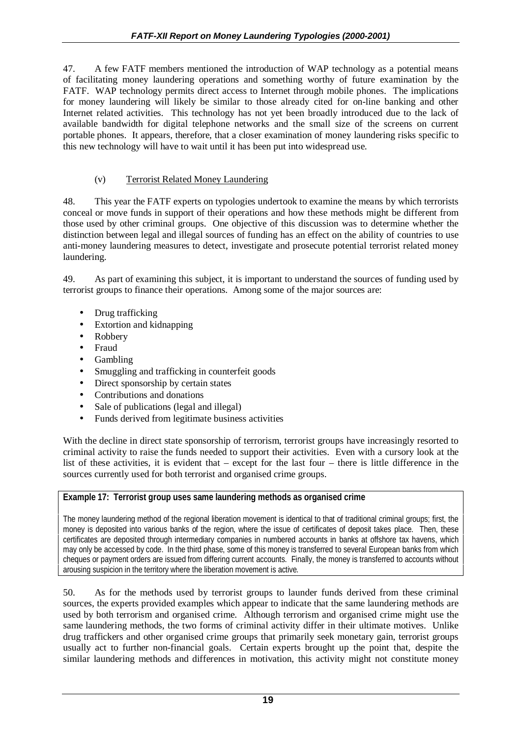47. A few FATF members mentioned the introduction of WAP technology as a potential means of facilitating money laundering operations and something worthy of future examination by the FATF. WAP technology permits direct access to Internet through mobile phones. The implications for money laundering will likely be similar to those already cited for on-line banking and other Internet related activities. This technology has not yet been broadly introduced due to the lack of available bandwidth for digital telephone networks and the small size of the screens on current portable phones. It appears, therefore, that a closer examination of money laundering risks specific to this new technology will have to wait until it has been put into widespread use.

### (v) Terrorist Related Money Laundering

48. This year the FATF experts on typologies undertook to examine the means by which terrorists conceal or move funds in support of their operations and how these methods might be different from those used by other criminal groups. One objective of this discussion was to determine whether the distinction between legal and illegal sources of funding has an effect on the ability of countries to use anti-money laundering measures to detect, investigate and prosecute potential terrorist related money laundering.

49. As part of examining this subject, it is important to understand the sources of funding used by terrorist groups to finance their operations. Among some of the major sources are:

- Drug trafficking
- Extortion and kidnapping
- Robbery
- Fraud
- Gambling
- Smuggling and trafficking in counterfeit goods
- Direct sponsorship by certain states
- Contributions and donations
- Sale of publications (legal and illegal)
- Funds derived from legitimate business activities

With the decline in direct state sponsorship of terrorism, terrorist groups have increasingly resorted to criminal activity to raise the funds needed to support their activities. Even with a cursory look at the list of these activities, it is evident that – except for the last four – there is little difference in the sources currently used for both terrorist and organised crime groups.

**Example 17: Terrorist group uses same laundering methods as organised crime**

The money laundering method of the regional liberation movement is identical to that of traditional criminal groups; first, the money is deposited into various banks of the region, where the issue of certificates of deposit takes place. Then, these certificates are deposited through intermediary companies in numbered accounts in banks at offshore tax havens, which may only be accessed by code. In the third phase, some of this money is transferred to several European banks from which cheques or payment orders are issued from differing current accounts. Finally, the money is transferred to accounts without arousing suspicion in the territory where the liberation movement is active.

50. As for the methods used by terrorist groups to launder funds derived from these criminal sources, the experts provided examples which appear to indicate that the same laundering methods are used by both terrorism and organised crime. Although terrorism and organised crime might use the same laundering methods, the two forms of criminal activity differ in their ultimate motives. Unlike drug traffickers and other organised crime groups that primarily seek monetary gain, terrorist groups usually act to further non-financial goals. Certain experts brought up the point that, despite the similar laundering methods and differences in motivation, this activity might not constitute money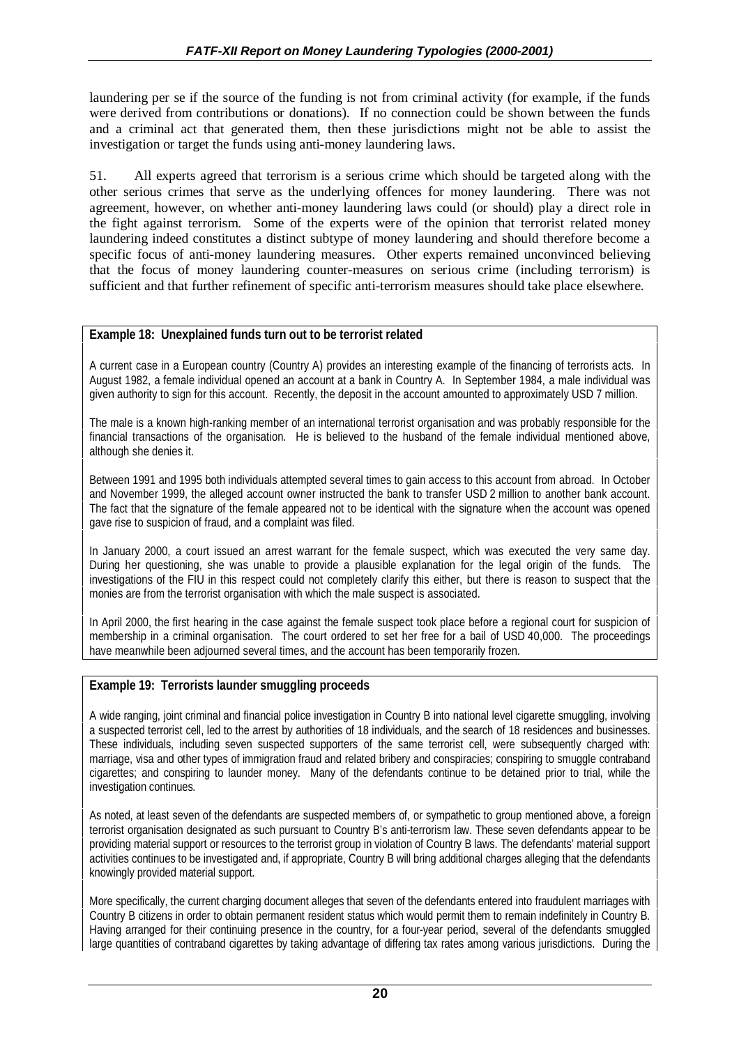laundering per se if the source of the funding is not from criminal activity (for example, if the funds were derived from contributions or donations). If no connection could be shown between the funds and a criminal act that generated them, then these jurisdictions might not be able to assist the investigation or target the funds using anti-money laundering laws.

51. All experts agreed that terrorism is a serious crime which should be targeted along with the other serious crimes that serve as the underlying offences for money laundering. There was not agreement, however, on whether anti-money laundering laws could (or should) play a direct role in the fight against terrorism. Some of the experts were of the opinion that terrorist related money laundering indeed constitutes a distinct subtype of money laundering and should therefore become a specific focus of anti-money laundering measures. Other experts remained unconvinced believing that the focus of money laundering counter-measures on serious crime (including terrorism) is sufficient and that further refinement of specific anti-terrorism measures should take place elsewhere.

**Example 18: Unexplained funds turn out to be terrorist related**

A current case in a European country (Country A) provides an interesting example of the financing of terrorists acts. In August 1982, a female individual opened an account at a bank in Country A. In September 1984, a male individual was given authority to sign for this account. Recently, the deposit in the account amounted to approximately USD 7 million.

The male is a known high-ranking member of an international terrorist organisation and was probably responsible for the financial transactions of the organisation. He is believed to the husband of the female individual mentioned above, although she denies it.

Between 1991 and 1995 both individuals attempted several times to gain access to this account from abroad. In October and November 1999, the alleged account owner instructed the bank to transfer USD 2 million to another bank account. The fact that the signature of the female appeared not to be identical with the signature when the account was opened gave rise to suspicion of fraud, and a complaint was filed.

In January 2000, a court issued an arrest warrant for the female suspect, which was executed the very same day. During her questioning, she was unable to provide a plausible explanation for the legal origin of the funds. The investigations of the FIU in this respect could not completely clarify this either, but there is reason to suspect that the monies are from the terrorist organisation with which the male suspect is associated.

In April 2000, the first hearing in the case against the female suspect took place before a regional court for suspicion of membership in a criminal organisation. The court ordered to set her free for a bail of USD 40,000. The proceedings have meanwhile been adjourned several times, and the account has been temporarily frozen.

**Example 19: Terrorists launder smuggling proceeds**

A wide ranging, joint criminal and financial police investigation in Country B into national level cigarette smuggling, involving a suspected terrorist cell, led to the arrest by authorities of 18 individuals, and the search of 18 residences and businesses. These individuals, including seven suspected supporters of the same terrorist cell, were subsequently charged with: marriage, visa and other types of immigration fraud and related bribery and conspiracies; conspiring to smuggle contraband cigarettes; and conspiring to launder money. Many of the defendants continue to be detained prior to trial, while the investigation continues.

As noted, at least seven of the defendants are suspected members of, or sympathetic to group mentioned above, a foreign terrorist organisation designated as such pursuant to Country B's anti-terrorism law. These seven defendants appear to be providing material support or resources to the terrorist group in violation of Country B laws. The defendants' material support activities continues to be investigated and, if appropriate, Country B will bring additional charges alleging that the defendants knowingly provided material support.

More specifically, the current charging document alleges that seven of the defendants entered into fraudulent marriages with Country B citizens in order to obtain permanent resident status which would permit them to remain indefinitely in Country B. Having arranged for their continuing presence in the country, for a four-year period, several of the defendants smuggled large quantities of contraband cigarettes by taking advantage of differing tax rates among various jurisdictions. During the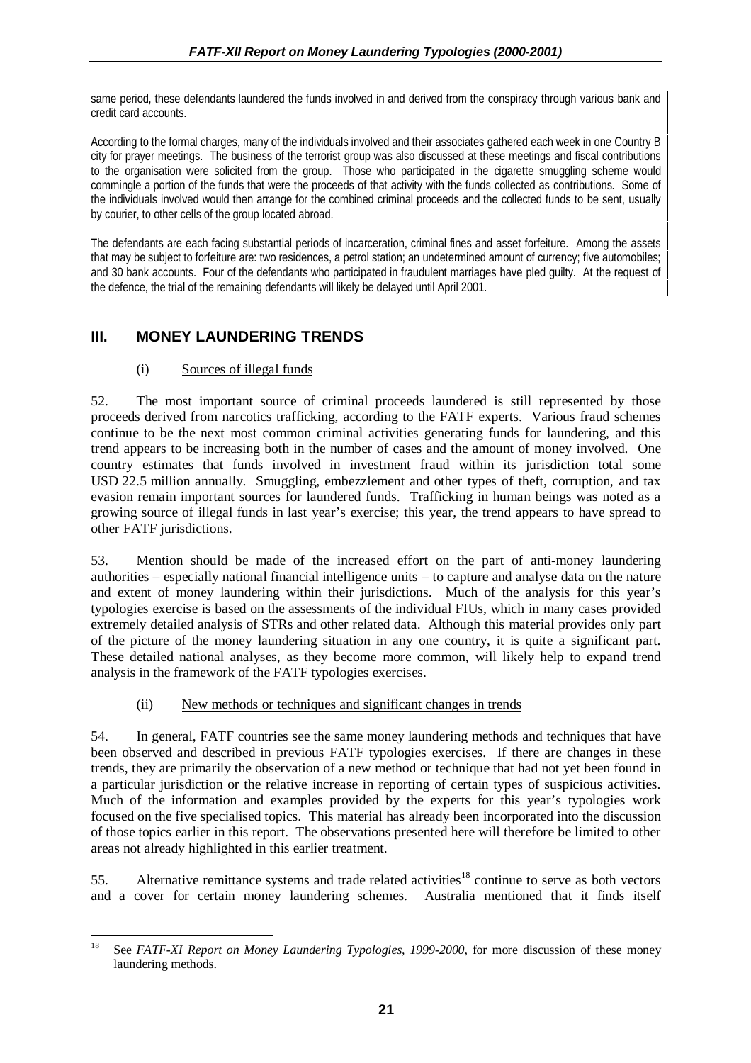same period, these defendants laundered the funds involved in and derived from the conspiracy through various bank and credit card accounts.

According to the formal charges, many of the individuals involved and their associates gathered each week in one Country B city for prayer meetings. The business of the terrorist group was also discussed at these meetings and fiscal contributions to the organisation were solicited from the group. Those who participated in the cigarette smuggling scheme would commingle a portion of the funds that were the proceeds of that activity with the funds collected as contributions. Some of the individuals involved would then arrange for the combined criminal proceeds and the collected funds to be sent, usually by courier, to other cells of the group located abroad.

The defendants are each facing substantial periods of incarceration, criminal fines and asset forfeiture. Among the assets that may be subject to forfeiture are: two residences, a petrol station; an undetermined amount of currency; five automobiles; and 30 bank accounts. Four of the defendants who participated in fraudulent marriages have pled guilty. At the request of the defence, the trial of the remaining defendants will likely be delayed until April 2001.

## III. MONEY LAUNDERING TRENDS

### (i) Sources of illegal funds

52. The most important source of criminal proceeds laundered is still represented by those proceeds derived from narcotics trafficking, according to the FATF experts. Various fraud schemes continue to be the next most common criminal activities generating funds for laundering, and this trend appears to be increasing both in the number of cases and the amount of money involved. One country estimates that funds involved in investment fraud within its jurisdiction total some USD 22.5 million annually. Smuggling, embezzlement and other types of theft, corruption, and tax evasion remain important sources for laundered funds. Trafficking in human beings was noted as a growing source of illegal funds in last year's exercise; this year, the trend appears to have spread to other FATF jurisdictions.

53. Mention should be made of the increased effort on the part of anti-money laundering authorities – especially national financial intelligence units – to capture and analyse data on the nature and extent of money laundering within their jurisdictions. Much of the analysis for this year's typologies exercise is based on the assessments of the individual FIUs, which in many cases provided extremely detailed analysis of STRs and other related data. Although this material provides only part of the picture of the money laundering situation in any one country, it is quite a significant part. These detailed national analyses, as they become more common, will likely help to expand trend analysis in the framework of the FATF typologies exercises.

### (ii) New methods or techniques and significant changes in trends

54. In general, FATF countries see the same money laundering methods and techniques that have been observed and described in previous FATF typologies exercises. If there are changes in these trends, they are primarily the observation of a new method or technique that had not yet been found in a particular jurisdiction or the relative increase in reporting of certain types of suspicious activities. Much of the information and examples provided by the experts for this year's typologies work focused on the five specialised topics. This material has already been incorporated into the discussion of those topics earlier in this report. The observations presented here will therefore be limited to other areas not already highlighted in this earlier treatment.

55. Alternative remittance systems and trade related activities[18] continue to serve as both vectors and a cover for certain money laundering schemes. Australia mentioned that it finds itself

[18] See *FATF-XI Report on Money Laundering Typologies, 1999-2000,* for more discussion of these money laundering methods.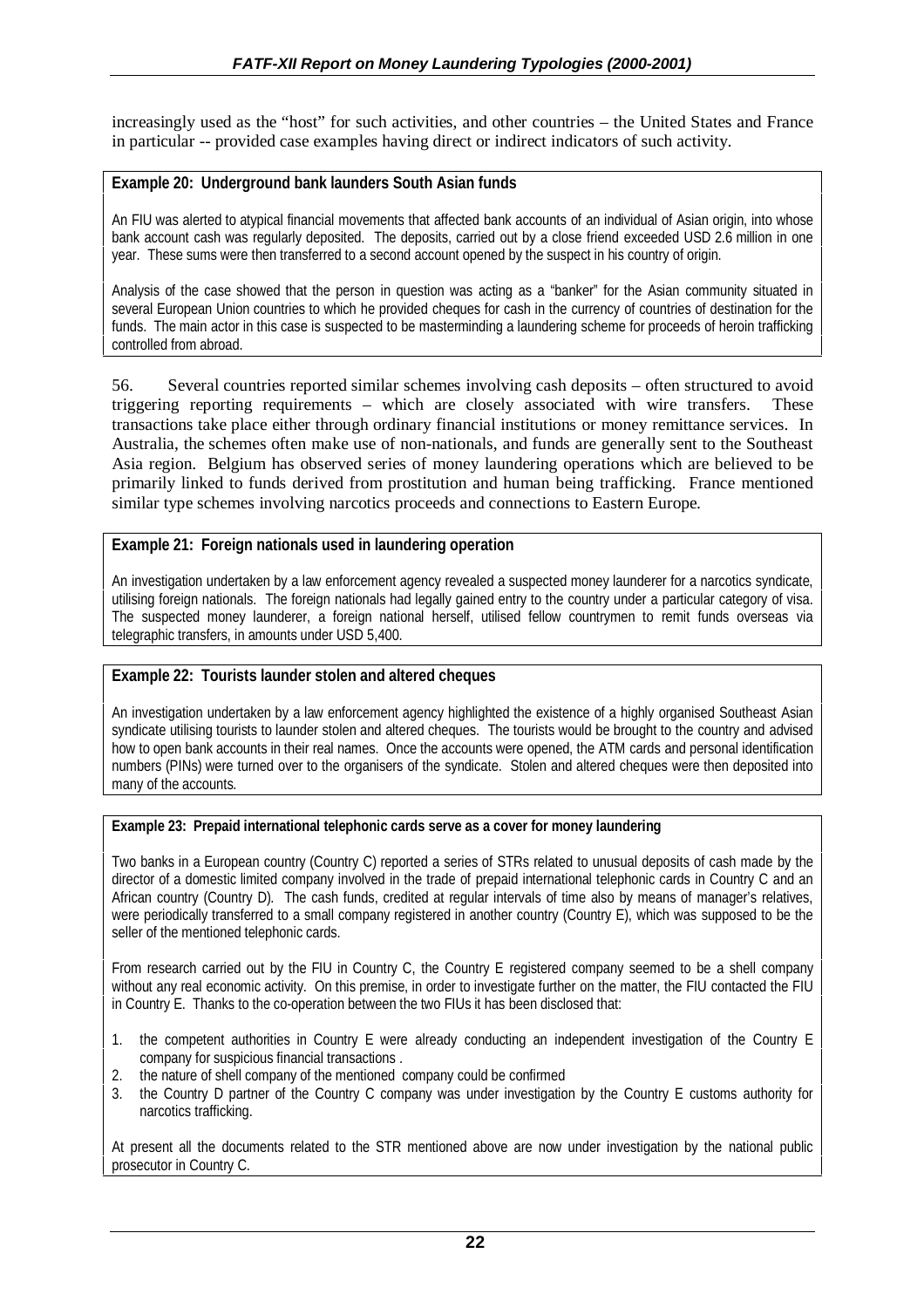increasingly used as the "host" for such activities, and other countries – the United States and France in particular -- provided case examples having direct or indirect indicators of such activity.

**Example 20: Underground bank launders South Asian funds**

An FIU was alerted to atypical financial movements that affected bank accounts of an individual of Asian origin, into whose bank account cash was regularly deposited. The deposits, carried out by a close friend exceeded USD 2.6 million in one year. These sums were then transferred to a second account opened by the suspect in his country of origin.

Analysis of the case showed that the person in question was acting as a "banker" for the Asian community situated in several European Union countries to which he provided cheques for cash in the currency of countries of destination for the funds. The main actor in this case is suspected to be masterminding a laundering scheme for proceeds of heroin trafficking controlled from abroad.

56. Several countries reported similar schemes involving cash deposits – often structured to avoid triggering reporting requirements – which are closely associated with wire transfers. These transactions take place either through ordinary financial institutions or money remittance services. In Australia, the schemes often make use of non-nationals, and funds are generally sent to the Southeast Asia region. Belgium has observed series of money laundering operations which are believed to be primarily linked to funds derived from prostitution and human being trafficking. France mentioned similar type schemes involving narcotics proceeds and connections to Eastern Europe.

**Example 21: Foreign nationals used in laundering operation**

An investigation undertaken by a law enforcement agency revealed a suspected money launderer for a narcotics syndicate, utilising foreign nationals. The foreign nationals had legally gained entry to the country under a particular category of visa. The suspected money launderer, a foreign national herself, utilised fellow countrymen to remit funds overseas via telegraphic transfers, in amounts under USD 5,400.

**Example 22: Tourists launder stolen and altered cheques**

An investigation undertaken by a law enforcement agency highlighted the existence of a highly organised Southeast Asian syndicate utilising tourists to launder stolen and altered cheques. The tourists would be brought to the country and advised how to open bank accounts in their real names. Once the accounts were opened, the ATM cards and personal identification numbers (PINs) were turned over to the organisers of the syndicate. Stolen and altered cheques were then deposited into many of the accounts.

**Example 23: Prepaid international telephonic cards serve as a cover for money laundering**

Two banks in a European country (Country C) reported a series of STRs related to unusual deposits of cash made by the director of a domestic limited company involved in the trade of prepaid international telephonic cards in Country C and an African country (Country D). The cash funds, credited at regular intervals of time also by means of manager's relatives, were periodically transferred to a small company registered in another country (Country E), which was supposed to be the seller of the mentioned telephonic cards.

From research carried out by the FIU in Country C, the Country E registered company seemed to be a shell company without any real economic activity. On this premise, in order to investigate further on the matter, the FIU contacted the FIU in Country E. Thanks to the co-operation between the two FIUs it has been disclosed that:

1. the competent authorities in Country E were already conducting an independent investigation of the Country E company for suspicious financial transactions .
2. the nature of shell company of the mentioned company could be confirmed
3. the Country D partner of the Country C company was under investigation by the Country E customs authority for narcotics trafficking.

At present all the documents related to the STR mentioned above are now under investigation by the national public prosecutor in Country C.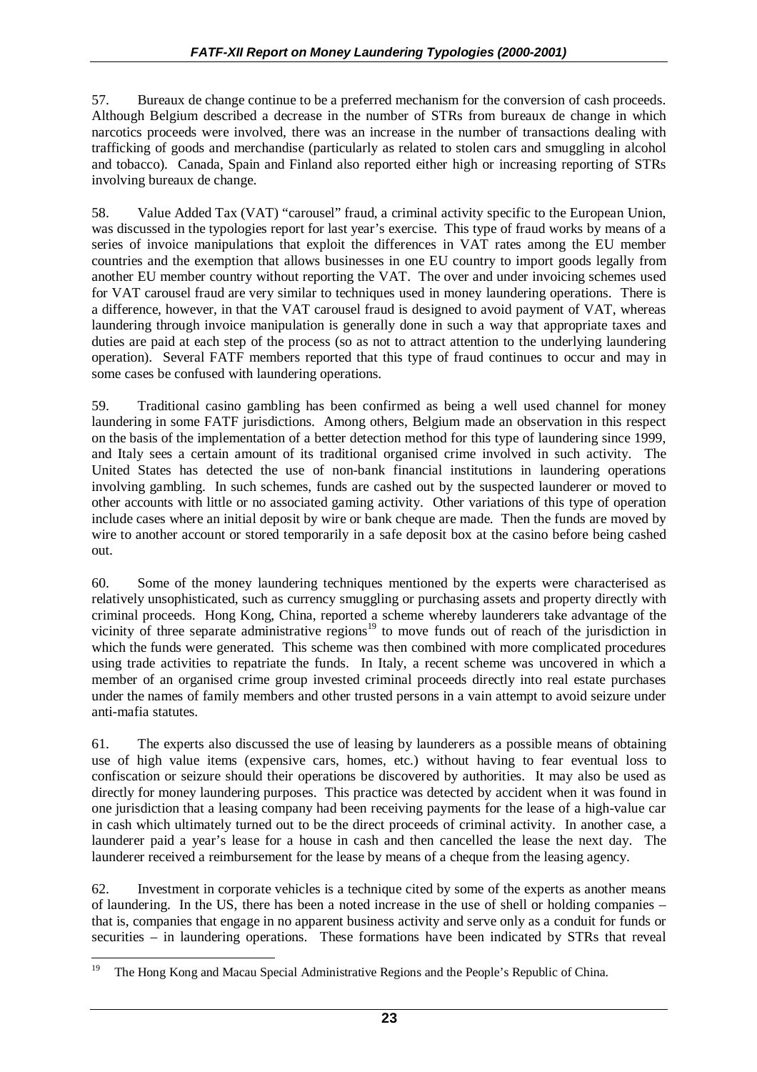57. Bureaux de change continue to be a preferred mechanism for the conversion of cash proceeds. Although Belgium described a decrease in the number of STRs from bureaux de change in which narcotics proceeds were involved, there was an increase in the number of transactions dealing with trafficking of goods and merchandise (particularly as related to stolen cars and smuggling in alcohol and tobacco). Canada, Spain and Finland also reported either high or increasing reporting of STRs involving bureaux de change.

58. Value Added Tax (VAT) "carousel" fraud, a criminal activity specific to the European Union, was discussed in the typologies report for last year's exercise. This type of fraud works by means of a series of invoice manipulations that exploit the differences in VAT rates among the EU member countries and the exemption that allows businesses in one EU country to import goods legally from another EU member country without reporting the VAT. The over and under invoicing schemes used for VAT carousel fraud are very similar to techniques used in money laundering operations. There is a difference, however, in that the VAT carousel fraud is designed to avoid payment of VAT, whereas laundering through invoice manipulation is generally done in such a way that appropriate taxes and duties are paid at each step of the process (so as not to attract attention to the underlying laundering operation). Several FATF members reported that this type of fraud continues to occur and may in some cases be confused with laundering operations.

59. Traditional casino gambling has been confirmed as being a well used channel for money laundering in some FATF jurisdictions. Among others, Belgium made an observation in this respect on the basis of the implementation of a better detection method for this type of laundering since 1999, and Italy sees a certain amount of its traditional organised crime involved in such activity. The United States has detected the use of non-bank financial institutions in laundering operations involving gambling. In such schemes, funds are cashed out by the suspected launderer or moved to other accounts with little or no associated gaming activity. Other variations of this type of operation include cases where an initial deposit by wire or bank cheque are made. Then the funds are moved by wire to another account or stored temporarily in a safe deposit box at the casino before being cashed out.

60. Some of the money laundering techniques mentioned by the experts were characterised as relatively unsophisticated, such as currency smuggling or purchasing assets and property directly with criminal proceeds. Hong Kong, China, reported a scheme whereby launderers take advantage of the vicinity of three separate administrative regions[19] to move funds out of reach of the jurisdiction in which the funds were generated. This scheme was then combined with more complicated procedures using trade activities to repatriate the funds. In Italy, a recent scheme was uncovered in which a member of an organised crime group invested criminal proceeds directly into real estate purchases under the names of family members and other trusted persons in a vain attempt to avoid seizure under anti-mafia statutes.

61. The experts also discussed the use of leasing by launderers as a possible means of obtaining use of high value items (expensive cars, homes, etc.) without having to fear eventual loss to confiscation or seizure should their operations be discovered by authorities. It may also be used as directly for money laundering purposes. This practice was detected by accident when it was found in one jurisdiction that a leasing company had been receiving payments for the lease of a high-value car in cash which ultimately turned out to be the direct proceeds of criminal activity. In another case, a launderer paid a year's lease for a house in cash and then cancelled the lease the next day. The launderer received a reimbursement for the lease by means of a cheque from the leasing agency.

62. Investment in corporate vehicles is a technique cited by some of the experts as another means of laundering. In the US, there has been a noted increase in the use of shell or holding companies – that is, companies that engage in no apparent business activity and serve only as a conduit for funds or securities – in laundering operations. These formations have been indicated by STRs that reveal

---

[19] The Hong Kong and Macau Special Administrative Regions and the People's Republic of China.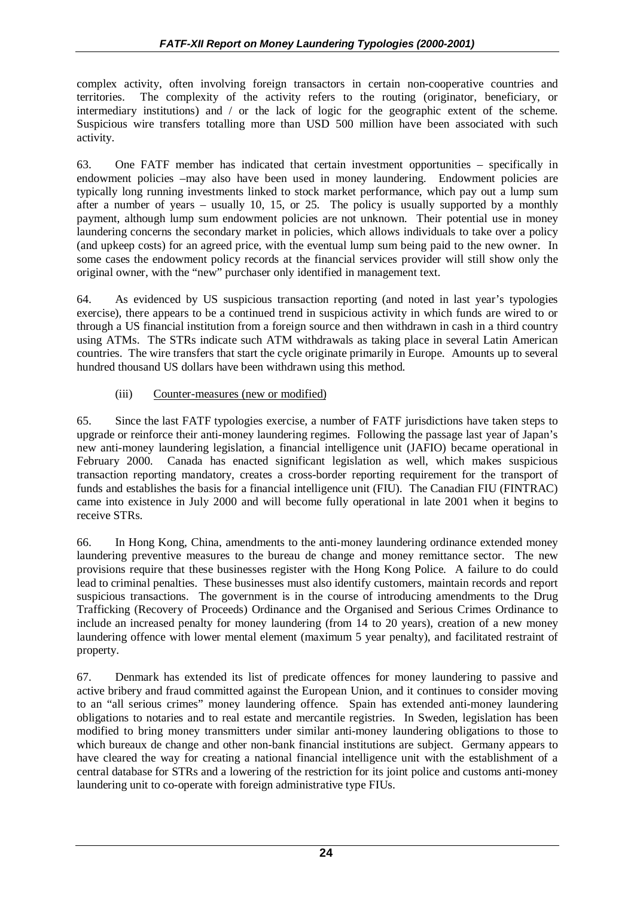complex activity, often involving foreign transactors in certain non-cooperative countries and territories. The complexity of the activity refers to the routing (originator, beneficiary, or intermediary institutions) and / or the lack of logic for the geographic extent of the scheme. Suspicious wire transfers totalling more than USD 500 million have been associated with such activity.

63. One FATF member has indicated that certain investment opportunities – specifically in endowment policies –may also have been used in money laundering. Endowment policies are typically long running investments linked to stock market performance, which pay out a lump sum after a number of years – usually 10, 15, or 25. The policy is usually supported by a monthly payment, although lump sum endowment policies are not unknown. Their potential use in money laundering concerns the secondary market in policies, which allows individuals to take over a policy (and upkeep costs) for an agreed price, with the eventual lump sum being paid to the new owner. In some cases the endowment policy records at the financial services provider will still show only the original owner, with the "new" purchaser only identified in management text.

64. As evidenced by US suspicious transaction reporting (and noted in last year's typologies exercise), there appears to be a continued trend in suspicious activity in which funds are wired to or through a US financial institution from a foreign source and then withdrawn in cash in a third country using ATMs. The STRs indicate such ATM withdrawals as taking place in several Latin American countries. The wire transfers that start the cycle originate primarily in Europe. Amounts up to several hundred thousand US dollars have been withdrawn using this method.

(iii) Counter-measures (new or modified)

65. Since the last FATF typologies exercise, a number of FATF jurisdictions have taken steps to upgrade or reinforce their anti-money laundering regimes. Following the passage last year of Japan's new anti-money laundering legislation, a financial intelligence unit (JAFIO) became operational in February 2000. Canada has enacted significant legislation as well, which makes suspicious transaction reporting mandatory, creates a cross-border reporting requirement for the transport of funds and establishes the basis for a financial intelligence unit (FIU). The Canadian FIU (FINTRAC) came into existence in July 2000 and will become fully operational in late 2001 when it begins to receive STRs.

66. In Hong Kong, China, amendments to the anti-money laundering ordinance extended money laundering preventive measures to the bureau de change and money remittance sector. The new provisions require that these businesses register with the Hong Kong Police. A failure to do could lead to criminal penalties. These businesses must also identify customers, maintain records and report suspicious transactions. The government is in the course of introducing amendments to the Drug Trafficking (Recovery of Proceeds) Ordinance and the Organised and Serious Crimes Ordinance to include an increased penalty for money laundering (from 14 to 20 years), creation of a new money laundering offence with lower mental element (maximum 5 year penalty), and facilitated restraint of property.

67. Denmark has extended its list of predicate offences for money laundering to passive and active bribery and fraud committed against the European Union, and it continues to consider moving to an "all serious crimes" money laundering offence. Spain has extended anti-money laundering obligations to notaries and to real estate and mercantile registries. In Sweden, legislation has been modified to bring money transmitters under similar anti-money laundering obligations to those to which bureaux de change and other non-bank financial institutions are subject. Germany appears to have cleared the way for creating a national financial intelligence unit with the establishment of a central database for STRs and a lowering of the restriction for its joint police and customs anti-money laundering unit to co-operate with foreign administrative type FIUs.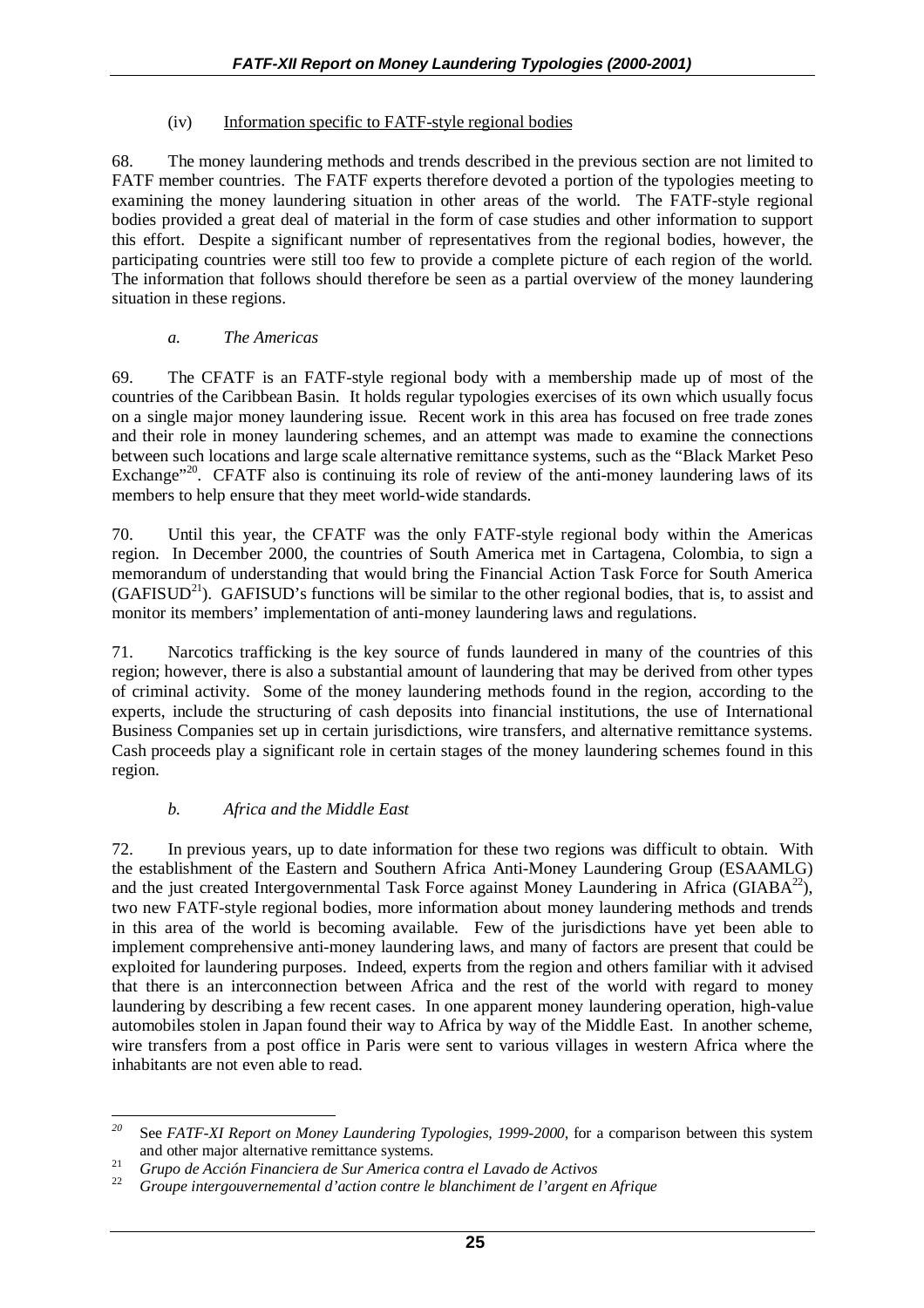### (iv) Information specific to FATF-style regional bodies

68. The money laundering methods and trends described in the previous section are not limited to FATF member countries. The FATF experts therefore devoted a portion of the typologies meeting to examining the money laundering situation in other areas of the world. The FATF-style regional bodies provided a great deal of material in the form of case studies and other information to support this effort. Despite a significant number of representatives from the regional bodies, however, the participating countries were still too few to provide a complete picture of each region of the world. The information that follows should therefore be seen as a partial overview of the money laundering situation in these regions.

#### *a. The Americas*

69. The CFATF is an FATF-style regional body with a membership made up of most of the countries of the Caribbean Basin. It holds regular typologies exercises of its own which usually focus on a single major money laundering issue. Recent work in this area has focused on free trade zones and their role in money laundering schemes, and an attempt was made to examine the connections between such locations and large scale alternative remittance systems, such as the "Black Market Peso Exchange"[20]. CFATF also is continuing its role of review of the anti-money laundering laws of its members to help ensure that they meet world-wide standards.

70. Until this year, the CFATF was the only FATF-style regional body within the Americas region. In December 2000, the countries of South America met in Cartagena, Colombia, to sign a memorandum of understanding that would bring the Financial Action Task Force for South America (GAFISUD[21]). GAFISUD's functions will be similar to the other regional bodies, that is, to assist and monitor its members' implementation of anti-money laundering laws and regulations.

71. Narcotics trafficking is the key source of funds laundered in many of the countries of this region; however, there is also a substantial amount of laundering that may be derived from other types of criminal activity. Some of the money laundering methods found in the region, according to the experts, include the structuring of cash deposits into financial institutions, the use of International Business Companies set up in certain jurisdictions, wire transfers, and alternative remittance systems. Cash proceeds play a significant role in certain stages of the money laundering schemes found in this region.

#### *b. Africa and the Middle East*

72. In previous years, up to date information for these two regions was difficult to obtain. With the establishment of the Eastern and Southern Africa Anti-Money Laundering Group (ESAAMLG) and the just created Intergovernmental Task Force against Money Laundering in Africa (GIABA[22]), two new FATF-style regional bodies, more information about money laundering methods and trends in this area of the world is becoming available. Few of the jurisdictions have yet been able to implement comprehensive anti-money laundering laws, and many of factors are present that could be exploited for laundering purposes. Indeed, experts from the region and others familiar with it advised that there is an interconnection between Africa and the rest of the world with regard to money laundering by describing a few recent cases. In one apparent money laundering operation, high-value automobiles stolen in Japan found their way to Africa by way of the Middle East. In another scheme, wire transfers from a post office in Paris were sent to various villages in western Africa where the inhabitants are not even able to read.

---

[20] See *FATF-XI Report on Money Laundering Typologies, 1999-2000*, for a comparison between this system and other major alternative remittance systems.

[21] *Grupo de Acción Financiera de Sur America contra el Lavado de Activos*

[22] *Groupe intergouvernemental d'action contre le blanchiment de l'argent en Afrique*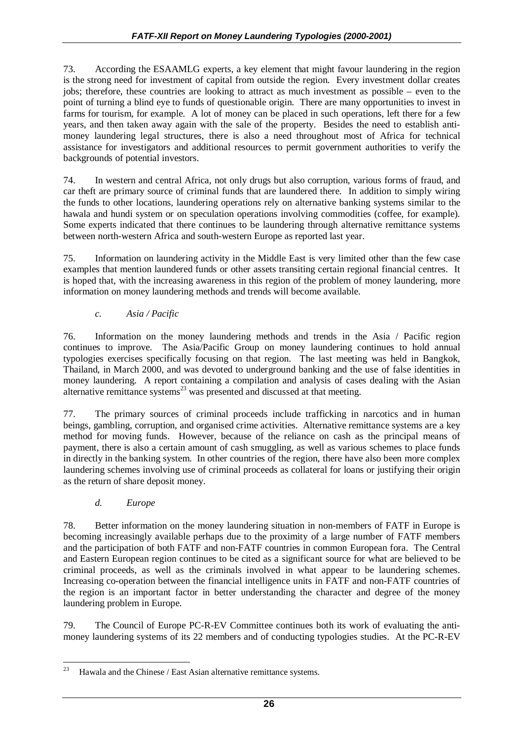73. According the ESAAMLG experts, a key element that might favour laundering in the region is the strong need for investment of capital from outside the region. Every investment dollar creates jobs; therefore, these countries are looking to attract as much investment as possible – even to the point of turning a blind eye to funds of questionable origin. There are many opportunities to invest in farms for tourism, for example. A lot of money can be placed in such operations, left there for a few years, and then taken away again with the sale of the property. Besides the need to establish anti-money laundering legal structures, there is also a need throughout most of Africa for technical assistance for investigators and additional resources to permit government authorities to verify the backgrounds of potential investors.

74. In western and central Africa, not only drugs but also corruption, various forms of fraud, and car theft are primary source of criminal funds that are laundered there. In addition to simply wiring the funds to other locations, laundering operations rely on alternative banking systems similar to the hawala and hundi system or on speculation operations involving commodities (coffee, for example). Some experts indicated that there continues to be laundering through alternative remittance systems between north-western Africa and south-western Europe as reported last year.

75. Information on laundering activity in the Middle East is very limited other than the few case examples that mention laundered funds or other assets transiting certain regional financial centres. It is hoped that, with the increasing awareness in this region of the problem of money laundering, more information on money laundering methods and trends will become available.

*c. Asia / Pacific*

76. Information on the money laundering methods and trends in the Asia / Pacific region continues to improve. The Asia/Pacific Group on money laundering continues to hold annual typologies exercises specifically focusing on that region. The last meeting was held in Bangkok, Thailand, in March 2000, and was devoted to underground banking and the use of false identities in money laundering. A report containing a compilation and analysis of cases dealing with the Asian alternative remittance systems[23] was presented and discussed at that meeting.

77. The primary sources of criminal proceeds include trafficking in narcotics and in human beings, gambling, corruption, and organised crime activities. Alternative remittance systems are a key method for moving funds. However, because of the reliance on cash as the principal means of payment, there is also a certain amount of cash smuggling, as well as various schemes to place funds in directly in the banking system. In other countries of the region, there have also been more complex laundering schemes involving use of criminal proceeds as collateral for loans or justifying their origin as the return of share deposit money.

*d. Europe*

78. Better information on the money laundering situation in non-members of FATF in Europe is becoming increasingly available perhaps due to the proximity of a large number of FATF members and the participation of both FATF and non-FATF countries in common European fora. The Central and Eastern European region continues to be cited as a significant source for what are believed to be criminal proceeds, as well as the criminals involved in what appear to be laundering schemes. Increasing co-operation between the financial intelligence units in FATF and non-FATF countries of the region is an important factor in better understanding the character and degree of the money laundering problem in Europe.

79. The Council of Europe PC-R-EV Committee continues both its work of evaluating the anti-money laundering systems of its 22 members and of conducting typologies studies. At the PC-R-EV

---

[23] Hawala and the Chinese / East Asian alternative remittance systems.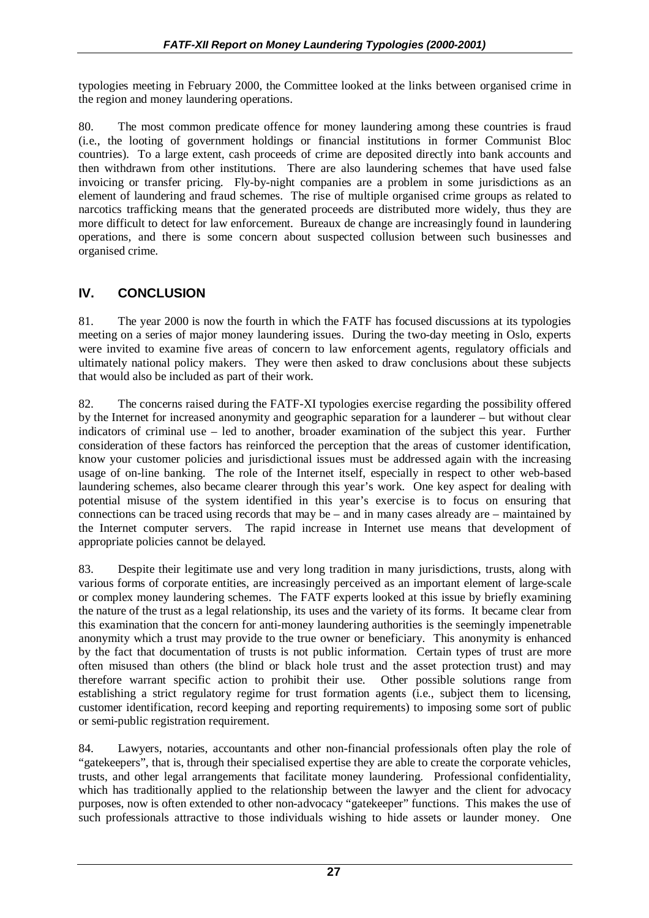typologies meeting in February 2000, the Committee looked at the links between organised crime in the region and money laundering operations.

80. The most common predicate offence for money laundering among these countries is fraud (i.e., the looting of government holdings or financial institutions in former Communist Bloc countries). To a large extent, cash proceeds of crime are deposited directly into bank accounts and then withdrawn from other institutions. There are also laundering schemes that have used false invoicing or transfer pricing. Fly-by-night companies are a problem in some jurisdictions as an element of laundering and fraud schemes. The rise of multiple organised crime groups as related to narcotics trafficking means that the generated proceeds are distributed more widely, thus they are more difficult to detect for law enforcement. Bureaux de change are increasingly found in laundering operations, and there is some concern about suspected collusion between such businesses and organised crime.

## IV. CONCLUSION

81. The year 2000 is now the fourth in which the FATF has focused discussions at its typologies meeting on a series of major money laundering issues. During the two-day meeting in Oslo, experts were invited to examine five areas of concern to law enforcement agents, regulatory officials and ultimately national policy makers. They were then asked to draw conclusions about these subjects that would also be included as part of their work.

82. The concerns raised during the FATF-XI typologies exercise regarding the possibility offered by the Internet for increased anonymity and geographic separation for a launderer – but without clear indicators of criminal use – led to another, broader examination of the subject this year. Further consideration of these factors has reinforced the perception that the areas of customer identification, know your customer policies and jurisdictional issues must be addressed again with the increasing usage of on-line banking. The role of the Internet itself, especially in respect to other web-based laundering schemes, also became clearer through this year's work. One key aspect for dealing with potential misuse of the system identified in this year's exercise is to focus on ensuring that connections can be traced using records that may be – and in many cases already are – maintained by the Internet computer servers. The rapid increase in Internet use means that development of appropriate policies cannot be delayed.

83. Despite their legitimate use and very long tradition in many jurisdictions, trusts, along with various forms of corporate entities, are increasingly perceived as an important element of large-scale or complex money laundering schemes. The FATF experts looked at this issue by briefly examining the nature of the trust as a legal relationship, its uses and the variety of its forms. It became clear from this examination that the concern for anti-money laundering authorities is the seemingly impenetrable anonymity which a trust may provide to the true owner or beneficiary. This anonymity is enhanced by the fact that documentation of trusts is not public information. Certain types of trust are more often misused than others (the blind or black hole trust and the asset protection trust) and may therefore warrant specific action to prohibit their use. Other possible solutions range from establishing a strict regulatory regime for trust formation agents (i.e., subject them to licensing, customer identification, record keeping and reporting requirements) to imposing some sort of public or semi-public registration requirement.

84. Lawyers, notaries, accountants and other non-financial professionals often play the role of "gatekeepers", that is, through their specialised expertise they are able to create the corporate vehicles, trusts, and other legal arrangements that facilitate money laundering. Professional confidentiality, which has traditionally applied to the relationship between the lawyer and the client for advocacy purposes, now is often extended to other non-advocacy "gatekeeper" functions. This makes the use of such professionals attractive to those individuals wishing to hide assets or launder money. One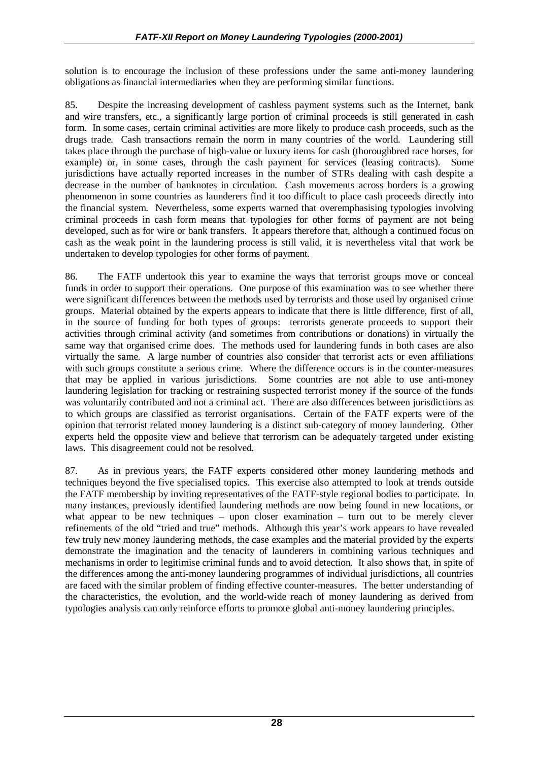solution is to encourage the inclusion of these professions under the same anti-money laundering obligations as financial intermediaries when they are performing similar functions.

85. Despite the increasing development of cashless payment systems such as the Internet, bank and wire transfers, etc., a significantly large portion of criminal proceeds is still generated in cash form. In some cases, certain criminal activities are more likely to produce cash proceeds, such as the drugs trade. Cash transactions remain the norm in many countries of the world. Laundering still takes place through the purchase of high-value or luxury items for cash (thoroughbred race horses, for example) or, in some cases, through the cash payment for services (leasing contracts). Some jurisdictions have actually reported increases in the number of STRs dealing with cash despite a decrease in the number of banknotes in circulation. Cash movements across borders is a growing phenomenon in some countries as launderers find it too difficult to place cash proceeds directly into the financial system. Nevertheless, some experts warned that overemphasising typologies involving criminal proceeds in cash form means that typologies for other forms of payment are not being developed, such as for wire or bank transfers. It appears therefore that, although a continued focus on cash as the weak point in the laundering process is still valid, it is nevertheless vital that work be undertaken to develop typologies for other forms of payment.

86. The FATF undertook this year to examine the ways that terrorist groups move or conceal funds in order to support their operations. One purpose of this examination was to see whether there were significant differences between the methods used by terrorists and those used by organised crime groups. Material obtained by the experts appears to indicate that there is little difference, first of all, in the source of funding for both types of groups: terrorists generate proceeds to support their activities through criminal activity (and sometimes from contributions or donations) in virtually the same way that organised crime does. The methods used for laundering funds in both cases are also virtually the same. A large number of countries also consider that terrorist acts or even affiliations with such groups constitute a serious crime. Where the difference occurs is in the counter-measures that may be applied in various jurisdictions. Some countries are not able to use anti-money laundering legislation for tracking or restraining suspected terrorist money if the source of the funds was voluntarily contributed and not a criminal act. There are also differences between jurisdictions as to which groups are classified as terrorist organisations. Certain of the FATF experts were of the opinion that terrorist related money laundering is a distinct sub-category of money laundering. Other experts held the opposite view and believe that terrorism can be adequately targeted under existing laws. This disagreement could not be resolved.

87. As in previous years, the FATF experts considered other money laundering methods and techniques beyond the five specialised topics. This exercise also attempted to look at trends outside the FATF membership by inviting representatives of the FATF-style regional bodies to participate. In many instances, previously identified laundering methods are now being found in new locations, or what appear to be new techniques – upon closer examination – turn out to be merely clever refinements of the old "tried and true" methods. Although this year's work appears to have revealed few truly new money laundering methods, the case examples and the material provided by the experts demonstrate the imagination and the tenacity of launderers in combining various techniques and mechanisms in order to legitimise criminal funds and to avoid detection. It also shows that, in spite of the differences among the anti-money laundering programmes of individual jurisdictions, all countries are faced with the similar problem of finding effective counter-measures. The better understanding of the characteristics, the evolution, and the world-wide reach of money laundering as derived from typologies analysis can only reinforce efforts to promote global anti-money laundering principles.